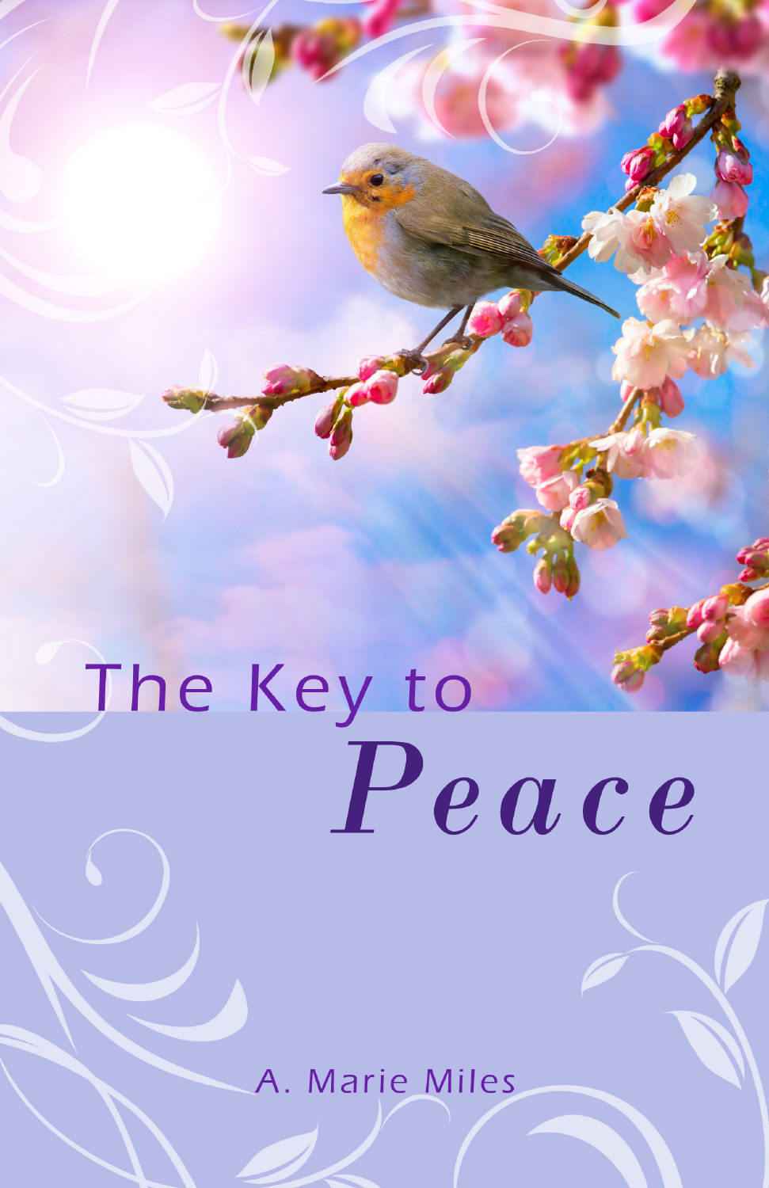# The Key to *Peace*

A. Marie Miles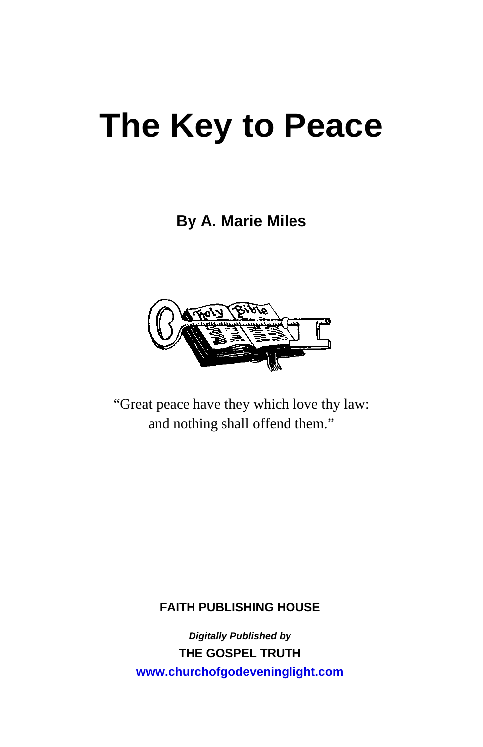# The Key to Peace

**By A. Marie Miles**

"Great peace have they which love thy law:
and nothing shall offend them."

**FAITH PUBLISHING HOUSE**

***Digitally Published by***

**THE GOSPEL TRUTH**

**www.churchofgodeveninglight.com**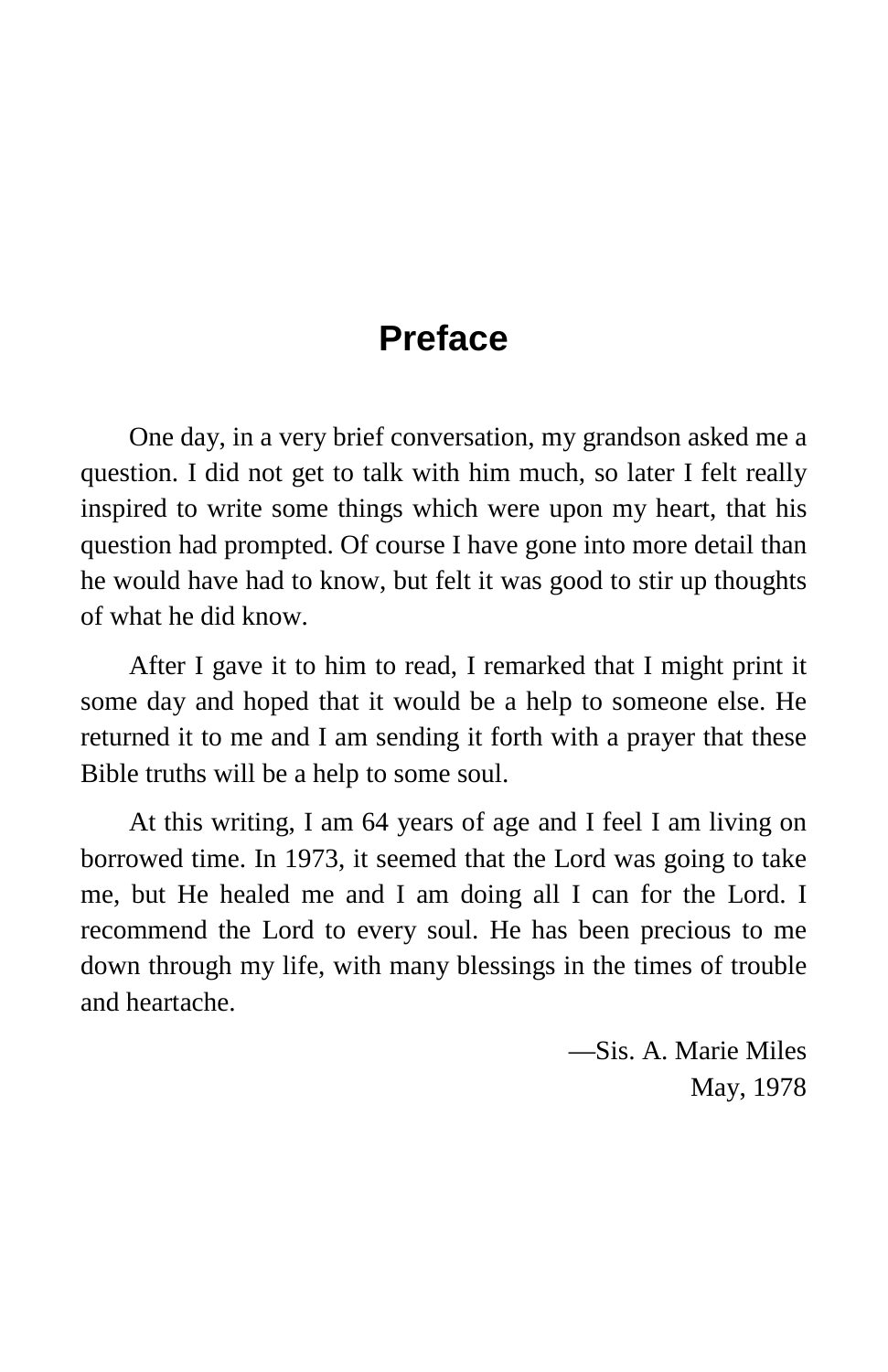# Preface

One day, in a very brief conversation, my grandson asked me a question. I did not get to talk with him much, so later I felt really inspired to write some things which were upon my heart, that his question had prompted. Of course I have gone into more detail than he would have had to know, but felt it was good to stir up thoughts of what he did know.

After I gave it to him to read, I remarked that I might print it some day and hoped that it would be a help to someone else. He returned it to me and I am sending it forth with a prayer that these Bible truths will be a help to some soul.

At this writing, I am 64 years of age and I feel I am living on borrowed time. In 1973, it seemed that the Lord was going to take me, but He healed me and I am doing all I can for the Lord. I recommend the Lord to every soul. He has been precious to me down through my life, with many blessings in the times of trouble and heartache.

—Sis. A. Marie Miles
May, 1978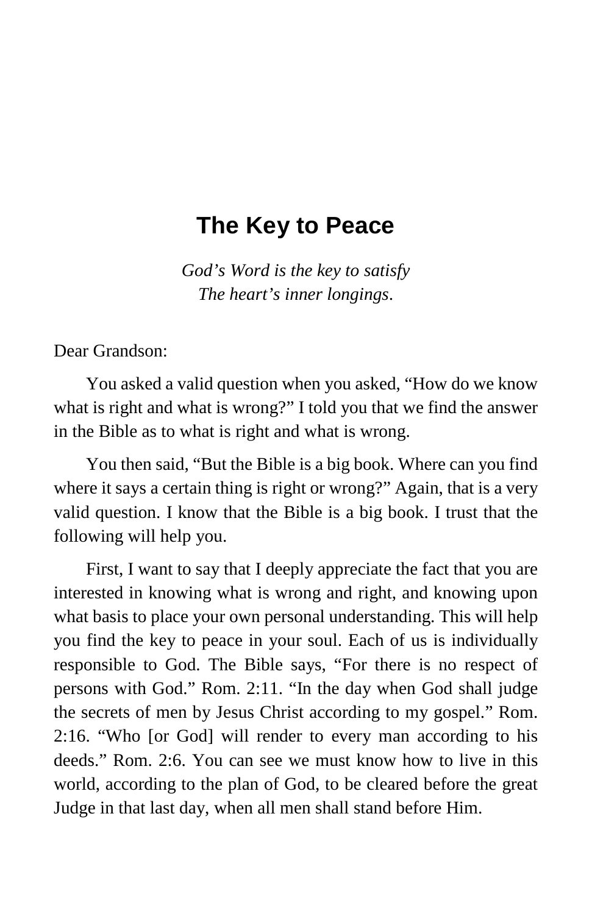# The Key to Peace

*God's Word is the key to satisfy*
*The heart's inner longings*.

Dear Grandson:

You asked a valid question when you asked, "How do we know what is right and what is wrong?" I told you that we find the answer in the Bible as to what is right and what is wrong.

You then said, "But the Bible is a big book. Where can you find where it says a certain thing is right or wrong?" Again, that is a very valid question. I know that the Bible is a big book. I trust that the following will help you.

First, I want to say that I deeply appreciate the fact that you are interested in knowing what is wrong and right, and knowing upon what basis to place your own personal understanding. This will help you find the key to peace in your soul. Each of us is individually responsible to God. The Bible says, "For there is no respect of persons with God." Rom. 2:11. "In the day when God shall judge the secrets of men by Jesus Christ according to my gospel." Rom. 2:16. "Who [or God] will render to every man according to his deeds." Rom. 2:6. You can see we must know how to live in this world, according to the plan of God, to be cleared before the great Judge in that last day, when all men shall stand before Him.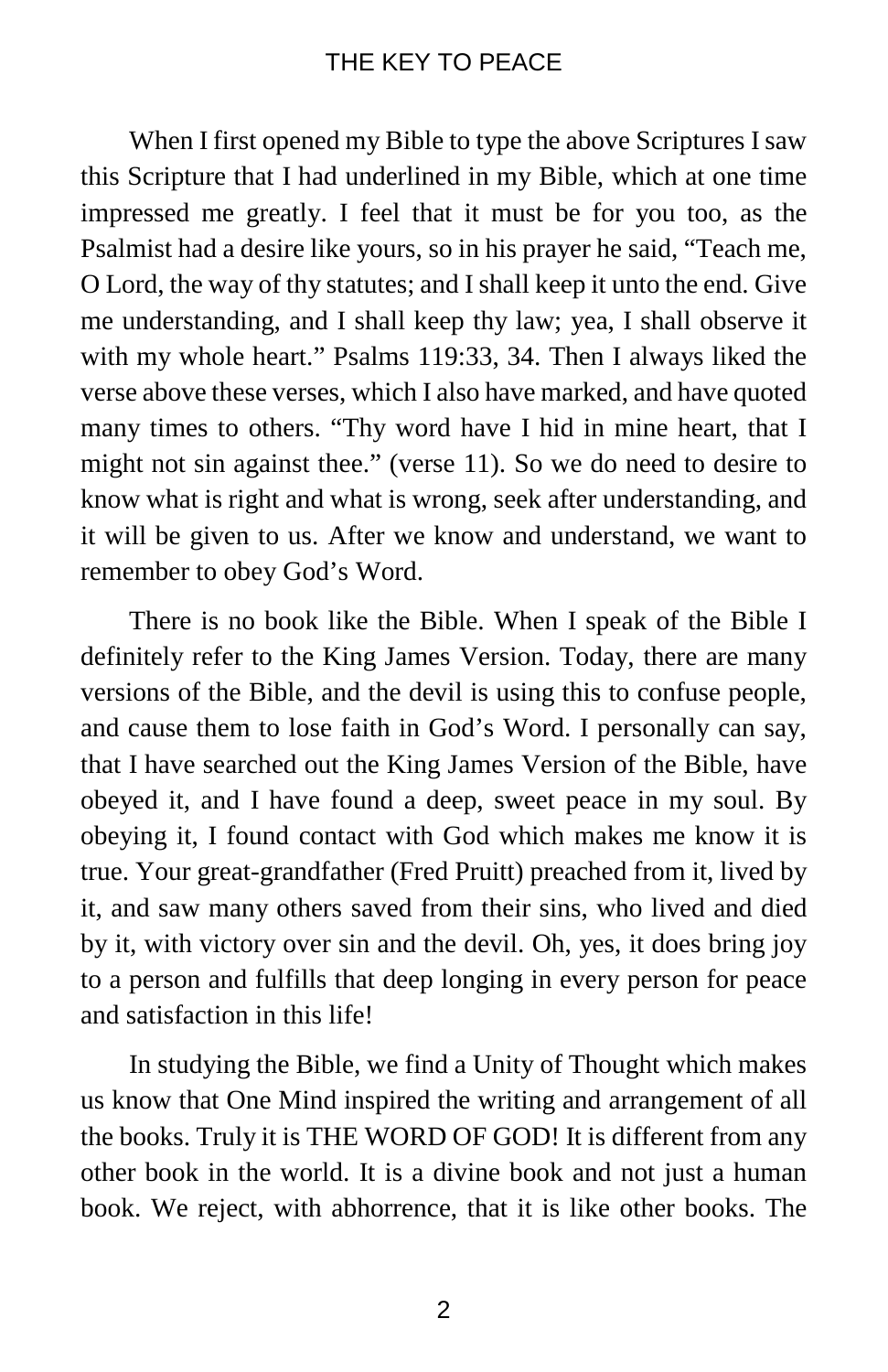When I first opened my Bible to type the above Scriptures I saw this Scripture that I had underlined in my Bible, which at one time impressed me greatly. I feel that it must be for you too, as the Psalmist had a desire like yours, so in his prayer he said, “Teach me, O Lord, the way of thy statutes; and I shall keep it unto the end. Give me understanding, and I shall keep thy law; yea, I shall observe it with my whole heart.” Psalms 119:33, 34. Then I always liked the verse above these verses, which I also have marked, and have quoted many times to others. “Thy word have I hid in mine heart, that I might not sin against thee.” (verse 11). So we do need to desire to know what is right and what is wrong, seek after understanding, and it will be given to us. After we know and understand, we want to remember to obey God’s Word.

There is no book like the Bible. When I speak of the Bible I definitely refer to the King James Version. Today, there are many versions of the Bible, and the devil is using this to confuse people, and cause them to lose faith in God’s Word. I personally can say, that I have searched out the King James Version of the Bible, have obeyed it, and I have found a deep, sweet peace in my soul. By obeying it, I found contact with God which makes me know it is true. Your great-grandfather (Fred Pruitt) preached from it, lived by it, and saw many others saved from their sins, who lived and died by it, with victory over sin and the devil. Oh, yes, it does bring joy to a person and fulfills that deep longing in every person for peace and satisfaction in this life!

In studying the Bible, we find a Unity of Thought which makes us know that One Mind inspired the writing and arrangement of all the books. Truly it is THE WORD OF GOD! It is different from any other book in the world. It is a divine book and not just a human book. We reject, with abhorrence, that it is like other books. The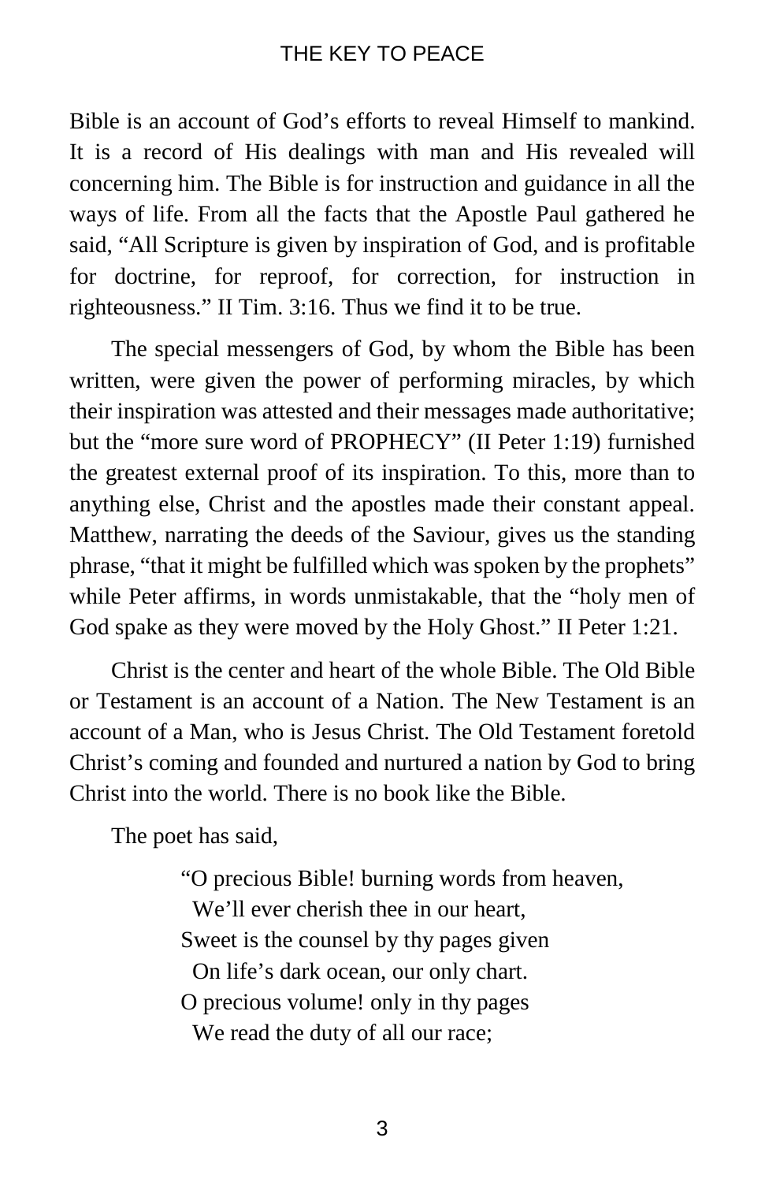Bible is an account of God's efforts to reveal Himself to mankind. It is a record of His dealings with man and His revealed will concerning him. The Bible is for instruction and guidance in all the ways of life. From all the facts that the Apostle Paul gathered he said, "All Scripture is given by inspiration of God, and is profitable for doctrine, for reproof, for correction, for instruction in righteousness." II Tim. 3:16. Thus we find it to be true.

The special messengers of God, by whom the Bible has been written, were given the power of performing miracles, by which their inspiration was attested and their messages made authoritative; but the "more sure word of PROPHECY" (II Peter 1:19) furnished the greatest external proof of its inspiration. To this, more than to anything else, Christ and the apostles made their constant appeal. Matthew, narrating the deeds of the Saviour, gives us the standing phrase, "that it might be fulfilled which was spoken by the prophets" while Peter affirms, in words unmistakable, that the "holy men of God spake as they were moved by the Holy Ghost." II Peter 1:21.

Christ is the center and heart of the whole Bible. The Old Bible or Testament is an account of a Nation. The New Testament is an account of a Man, who is Jesus Christ. The Old Testament foretold Christ's coming and founded and nurtured a nation by God to bring Christ into the world. There is no book like the Bible.

The poet has said,

> "O precious Bible! burning words from heaven,
> We'll ever cherish thee in our heart,
> Sweet is the counsel by thy pages given
> On life's dark ocean, our only chart.
> O precious volume! only in thy pages
> We read the duty of all our race;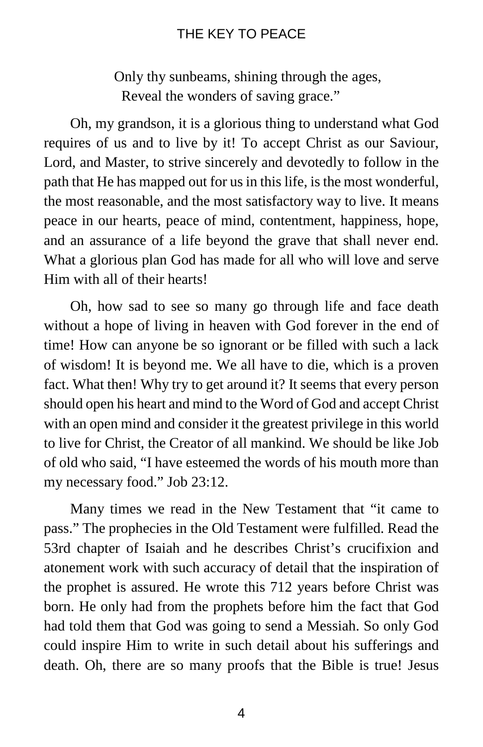Only thy sunbeams, shining through the ages,  
Reveal the wonders of saving grace."

Oh, my grandson, it is a glorious thing to understand what God requires of us and to live by it! To accept Christ as our Saviour, Lord, and Master, to strive sincerely and devotedly to follow in the path that He has mapped out for us in this life, is the most wonderful, the most reasonable, and the most satisfactory way to live. It means peace in our hearts, peace of mind, contentment, happiness, hope, and an assurance of a life beyond the grave that shall never end. What a glorious plan God has made for all who will love and serve Him with all of their hearts!

Oh, how sad to see so many go through life and face death without a hope of living in heaven with God forever in the end of time! How can anyone be so ignorant or be filled with such a lack of wisdom! It is beyond me. We all have to die, which is a proven fact. What then! Why try to get around it? It seems that every person should open his heart and mind to the Word of God and accept Christ with an open mind and consider it the greatest privilege in this world to live for Christ, the Creator of all mankind. We should be like Job of old who said, "I have esteemed the words of his mouth more than my necessary food." Job 23:12.

Many times we read in the New Testament that "it came to pass." The prophecies in the Old Testament were fulfilled. Read the 53rd chapter of Isaiah and he describes Christ's crucifixion and atonement work with such accuracy of detail that the inspiration of the prophet is assured. He wrote this 712 years before Christ was born. He only had from the prophets before him the fact that God had told them that God was going to send a Messiah. So only God could inspire Him to write in such detail about his sufferings and death. Oh, there are so many proofs that the Bible is true! Jesus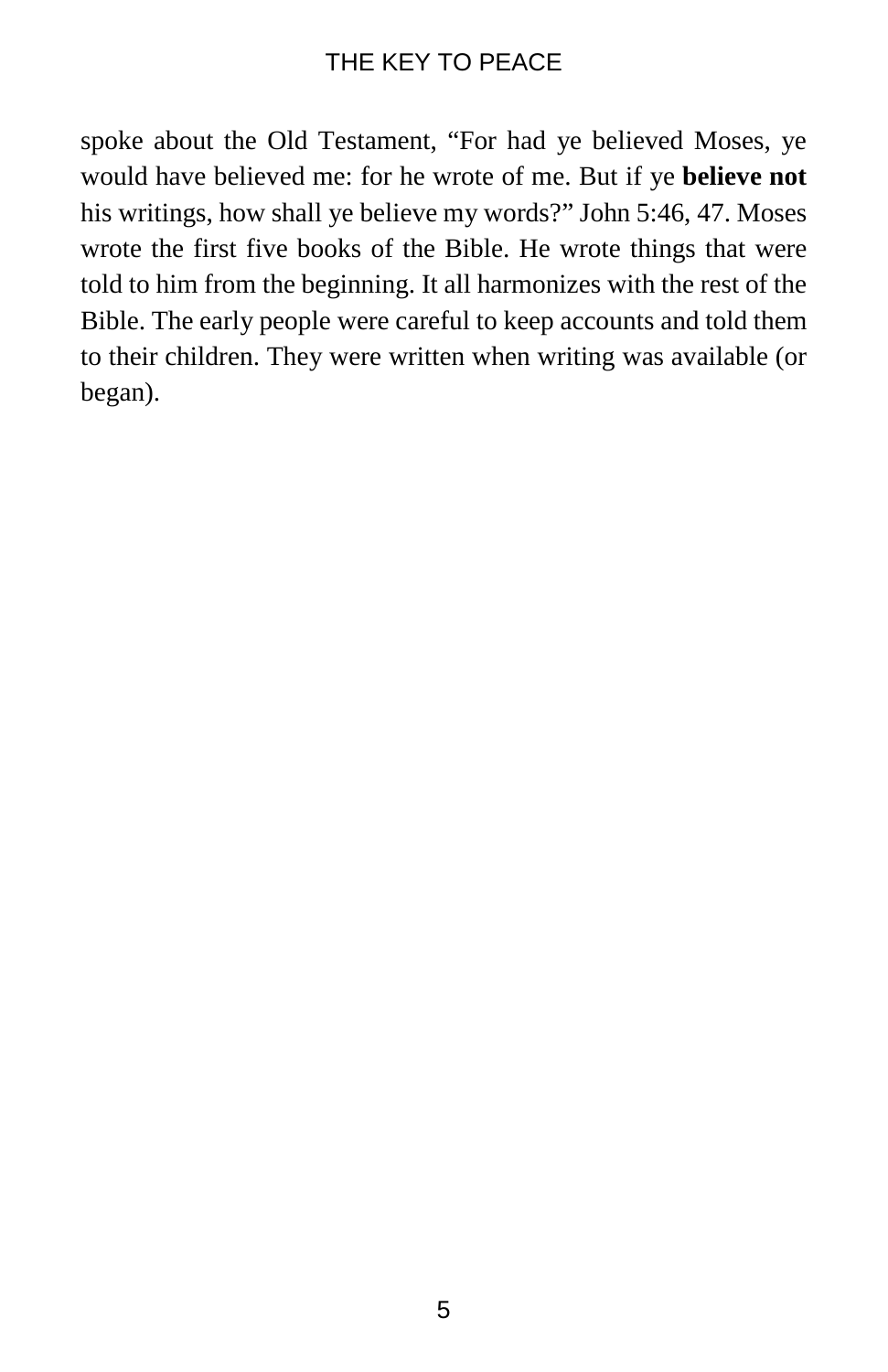spoke about the Old Testament, “For had ye believed Moses, ye would have believed me: for he wrote of me. But if ye **believe not** his writings, how shall ye believe my words?” John 5:46, 47. Moses wrote the first five books of the Bible. He wrote things that were told to him from the beginning. It all harmonizes with the rest of the Bible. The early people were careful to keep accounts and told them to their children. They were written when writing was available (or began).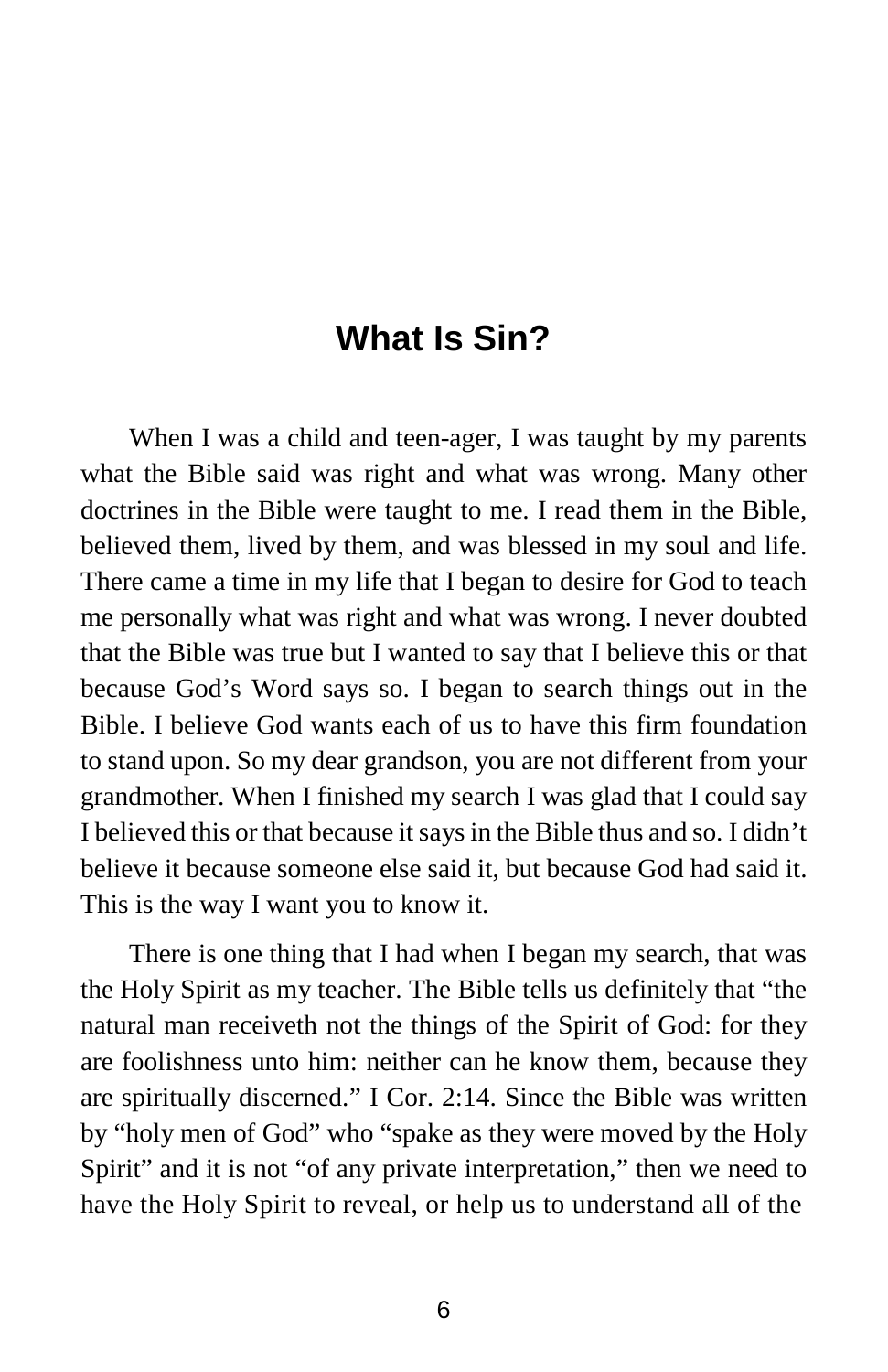# What Is Sin?

When I was a child and teen-ager, I was taught by my parents what the Bible said was right and what was wrong. Many other doctrines in the Bible were taught to me. I read them in the Bible, believed them, lived by them, and was blessed in my soul and life. There came a time in my life that I began to desire for God to teach me personally what was right and what was wrong. I never doubted that the Bible was true but I wanted to say that I believe this or that because God's Word says so. I began to search things out in the Bible. I believe God wants each of us to have this firm foundation to stand upon. So my dear grandson, you are not different from your grandmother. When I finished my search I was glad that I could say I believed this or that because it says in the Bible thus and so. I didn't believe it because someone else said it, but because God had said it. This is the way I want you to know it.

There is one thing that I had when I began my search, that was the Holy Spirit as my teacher. The Bible tells us definitely that "the natural man receiveth not the things of the Spirit of God: for they are foolishness unto him: neither can he know them, because they are spiritually discerned." I Cor. 2:14. Since the Bible was written by "holy men of God" who "spake as they were moved by the Holy Spirit" and it is not "of any private interpretation," then we need to have the Holy Spirit to reveal, or help us to understand all of the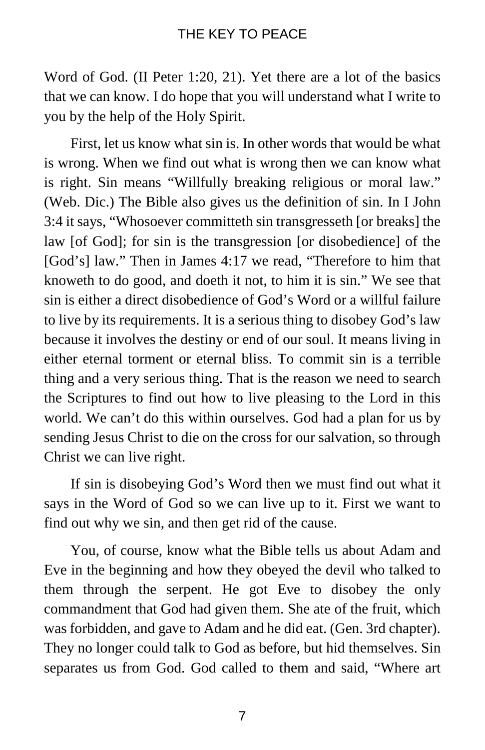Word of God. (II Peter 1:20, 21). Yet there are a lot of the basics that we can know. I do hope that you will understand what I write to you by the help of the Holy Spirit.

First, let us know what sin is. In other words that would be what is wrong. When we find out what is wrong then we can know what is right. Sin means "Willfully breaking religious or moral law." (Web. Dic.) The Bible also gives us the definition of sin. In I John 3:4 it says, "Whosoever committeth sin transgresseth [or breaks] the law [of God]; for sin is the transgression [or disobedience] of the [God's] law." Then in James 4:17 we read, "Therefore to him that knoweth to do good, and doeth it not, to him it is sin." We see that sin is either a direct disobedience of God's Word or a willful failure to live by its requirements. It is a serious thing to disobey God's law because it involves the destiny or end of our soul. It means living in either eternal torment or eternal bliss. To commit sin is a terrible thing and a very serious thing. That is the reason we need to search the Scriptures to find out how to live pleasing to the Lord in this world. We can't do this within ourselves. God had a plan for us by sending Jesus Christ to die on the cross for our salvation, so through Christ we can live right.

If sin is disobeying God's Word then we must find out what it says in the Word of God so we can live up to it. First we want to find out why we sin, and then get rid of the cause.

You, of course, know what the Bible tells us about Adam and Eve in the beginning and how they obeyed the devil who talked to them through the serpent. He got Eve to disobey the only commandment that God had given them. She ate of the fruit, which was forbidden, and gave to Adam and he did eat. (Gen. 3rd chapter). They no longer could talk to God as before, but hid themselves. Sin separates us from God. God called to them and said, "Where art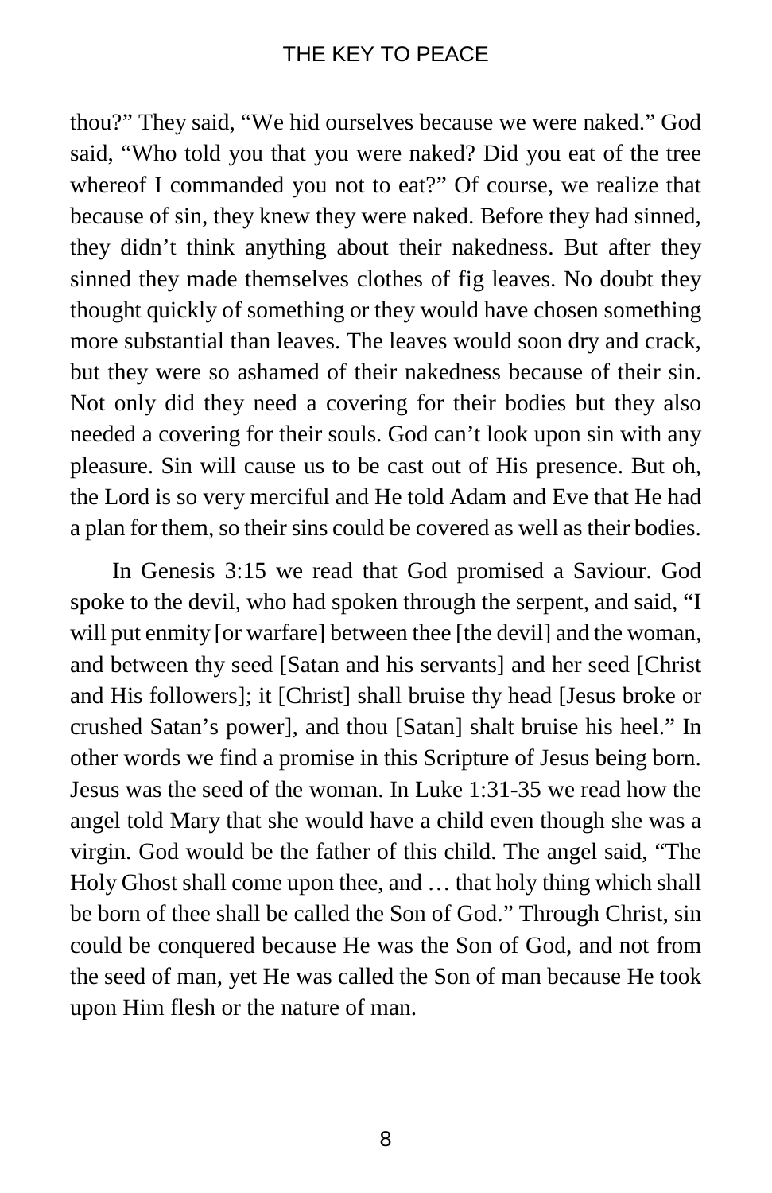thou?" They said, "We hid ourselves because we were naked." God said, "Who told you that you were naked? Did you eat of the tree whereof I commanded you not to eat?" Of course, we realize that because of sin, they knew they were naked. Before they had sinned, they didn't think anything about their nakedness. But after they sinned they made themselves clothes of fig leaves. No doubt they thought quickly of something or they would have chosen something more substantial than leaves. The leaves would soon dry and crack, but they were so ashamed of their nakedness because of their sin. Not only did they need a covering for their bodies but they also needed a covering for their souls. God can't look upon sin with any pleasure. Sin will cause us to be cast out of His presence. But oh, the Lord is so very merciful and He told Adam and Eve that He had a plan for them, so their sins could be covered as well as their bodies.

In Genesis 3:15 we read that God promised a Saviour. God spoke to the devil, who had spoken through the serpent, and said, "I will put enmity [or warfare] between thee [the devil] and the woman, and between thy seed [Satan and his servants] and her seed [Christ and His followers]; it [Christ] shall bruise thy head [Jesus broke or crushed Satan's power], and thou [Satan] shalt bruise his heel." In other words we find a promise in this Scripture of Jesus being born. Jesus was the seed of the woman. In Luke 1:31-35 we read how the angel told Mary that she would have a child even though she was a virgin. God would be the father of this child. The angel said, "The Holy Ghost shall come upon thee, and … that holy thing which shall be born of thee shall be called the Son of God." Through Christ, sin could be conquered because He was the Son of God, and not from the seed of man, yet He was called the Son of man because He took upon Him flesh or the nature of man.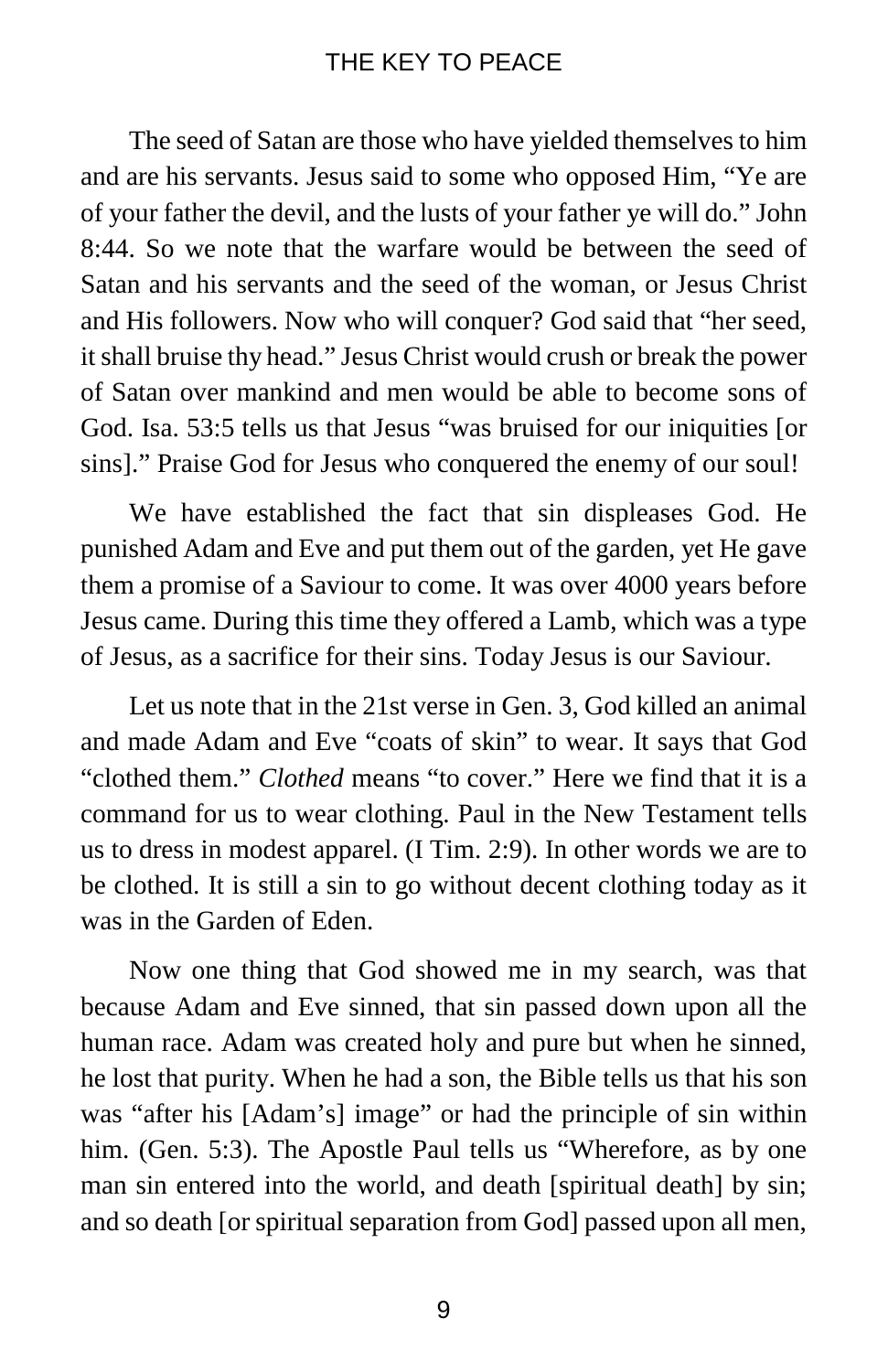The seed of Satan are those who have yielded themselves to him and are his servants. Jesus said to some who opposed Him, “Ye are of your father the devil, and the lusts of your father ye will do.” John 8:44. So we note that the warfare would be between the seed of Satan and his servants and the seed of the woman, or Jesus Christ and His followers. Now who will conquer? God said that “her seed, it shall bruise thy head.” Jesus Christ would crush or break the power of Satan over mankind and men would be able to become sons of God. Isa. 53:5 tells us that Jesus “was bruised for our iniquities [or sins].” Praise God for Jesus who conquered the enemy of our soul!

We have established the fact that sin displeases God. He punished Adam and Eve and put them out of the garden, yet He gave them a promise of a Saviour to come. It was over 4000 years before Jesus came. During this time they offered a Lamb, which was a type of Jesus, as a sacrifice for their sins. Today Jesus is our Saviour.

Let us note that in the 21st verse in Gen. 3, God killed an animal and made Adam and Eve “coats of skin” to wear. It says that God “clothed them.” *Clothed* means “to cover.” Here we find that it is a command for us to wear clothing. Paul in the New Testament tells us to dress in modest apparel. (I Tim. 2:9). In other words we are to be clothed. It is still a sin to go without decent clothing today as it was in the Garden of Eden.

Now one thing that God showed me in my search, was that because Adam and Eve sinned, that sin passed down upon all the human race. Adam was created holy and pure but when he sinned, he lost that purity. When he had a son, the Bible tells us that his son was “after his [Adam’s] image” or had the principle of sin within him. (Gen. 5:3). The Apostle Paul tells us “Wherefore, as by one man sin entered into the world, and death [spiritual death] by sin; and so death [or spiritual separation from God] passed upon all men,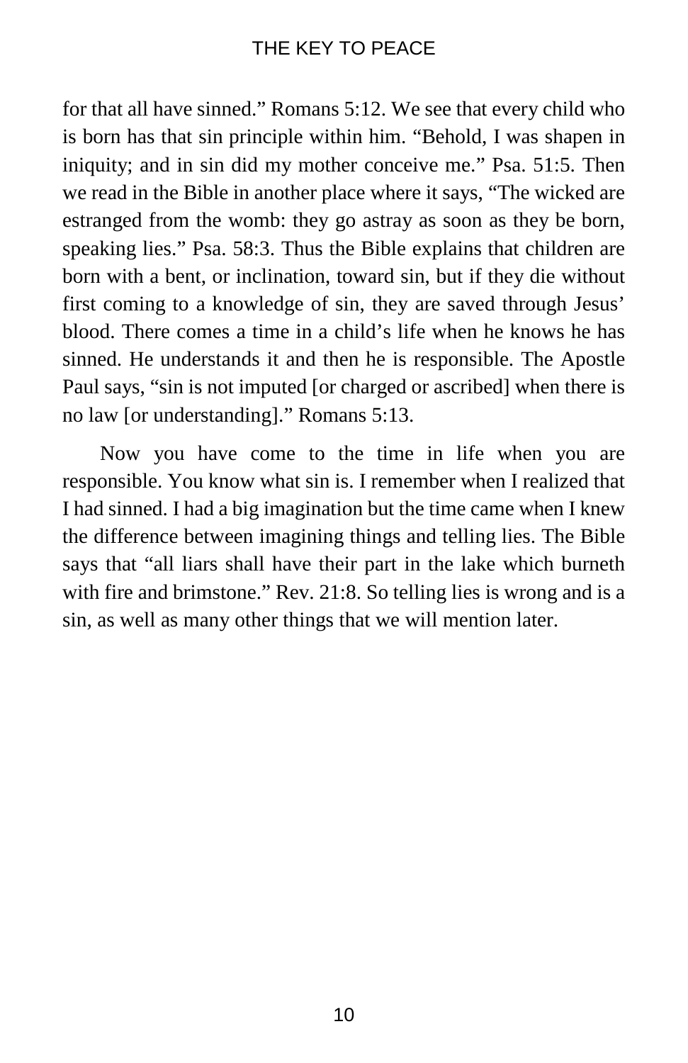for that all have sinned." Romans 5:12. We see that every child who is born has that sin principle within him. "Behold, I was shapen in iniquity; and in sin did my mother conceive me." Psa. 51:5. Then we read in the Bible in another place where it says, "The wicked are estranged from the womb: they go astray as soon as they be born, speaking lies." Psa. 58:3. Thus the Bible explains that children are born with a bent, or inclination, toward sin, but if they die without first coming to a knowledge of sin, they are saved through Jesus' blood. There comes a time in a child's life when he knows he has sinned. He understands it and then he is responsible. The Apostle Paul says, "sin is not imputed [or charged or ascribed] when there is no law [or understanding]." Romans 5:13.

Now you have come to the time in life when you are responsible. You know what sin is. I remember when I realized that I had sinned. I had a big imagination but the time came when I knew the difference between imagining things and telling lies. The Bible says that "all liars shall have their part in the lake which burneth with fire and brimstone." Rev. 21:8. So telling lies is wrong and is a sin, as well as many other things that we will mention later.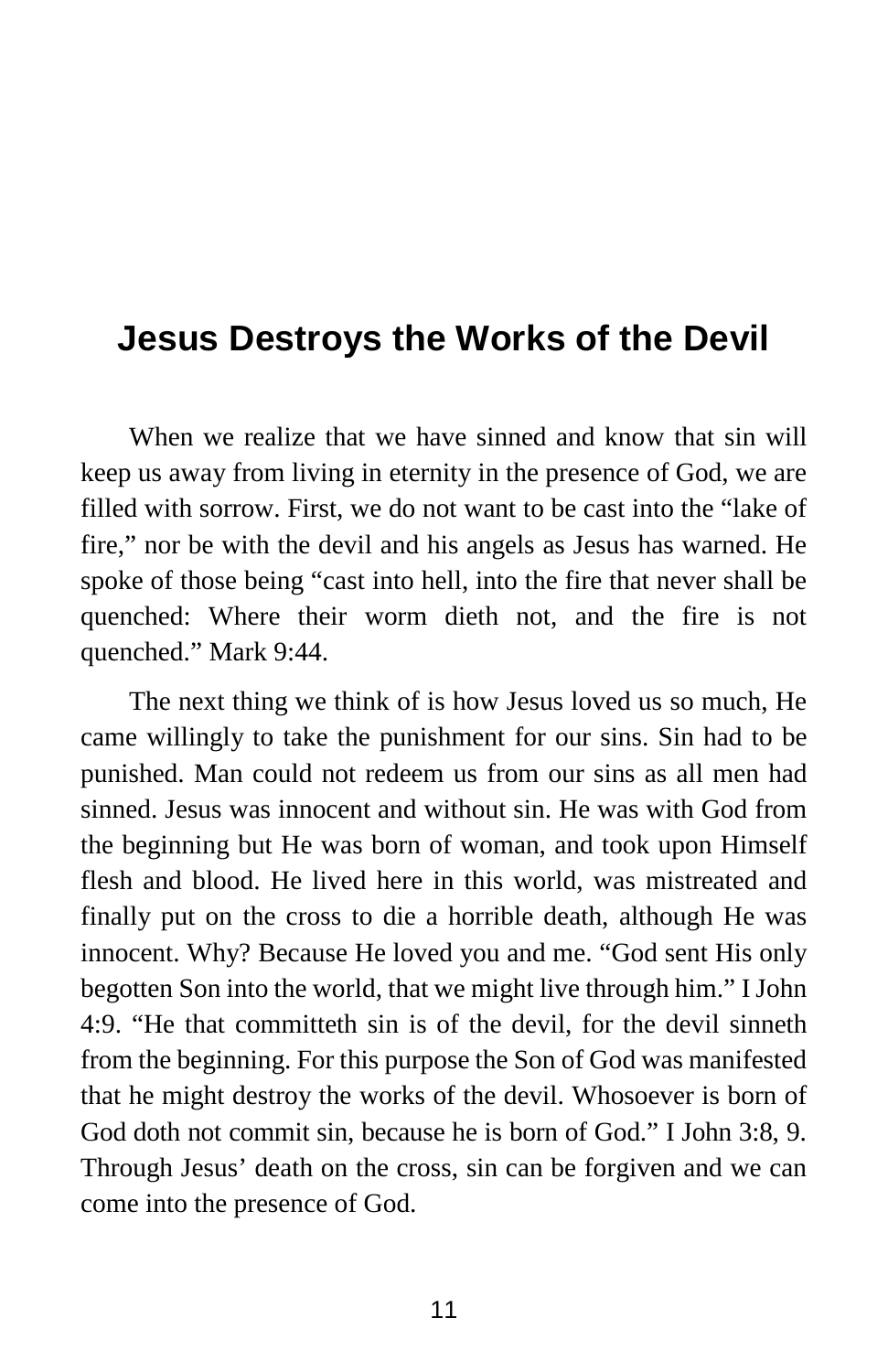# Jesus Destroys the Works of the Devil

When we realize that we have sinned and know that sin will keep us away from living in eternity in the presence of God, we are filled with sorrow. First, we do not want to be cast into the "lake of fire," nor be with the devil and his angels as Jesus has warned. He spoke of those being "cast into hell, into the fire that never shall be quenched: Where their worm dieth not, and the fire is not quenched." Mark 9:44.

The next thing we think of is how Jesus loved us so much, He came willingly to take the punishment for our sins. Sin had to be punished. Man could not redeem us from our sins as all men had sinned. Jesus was innocent and without sin. He was with God from the beginning but He was born of woman, and took upon Himself flesh and blood. He lived here in this world, was mistreated and finally put on the cross to die a horrible death, although He was innocent. Why? Because He loved you and me. "God sent His only begotten Son into the world, that we might live through him." I John 4:9. "He that committeth sin is of the devil, for the devil sinneth from the beginning. For this purpose the Son of God was manifested that he might destroy the works of the devil. Whosoever is born of God doth not commit sin, because he is born of God." I John 3:8, 9. Through Jesus' death on the cross, sin can be forgiven and we can come into the presence of God.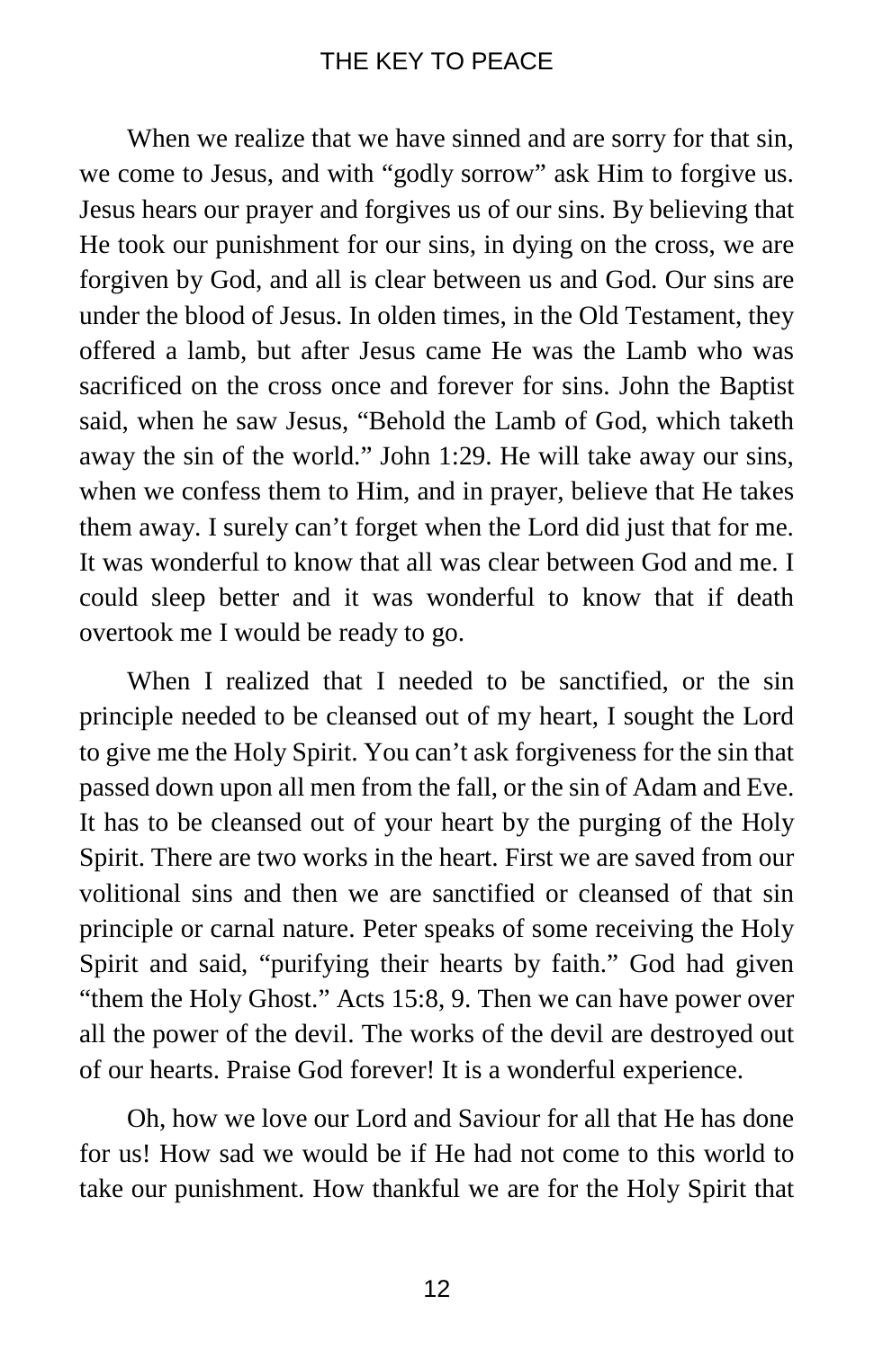When we realize that we have sinned and are sorry for that sin, we come to Jesus, and with "godly sorrow" ask Him to forgive us. Jesus hears our prayer and forgives us of our sins. By believing that He took our punishment for our sins, in dying on the cross, we are forgiven by God, and all is clear between us and God. Our sins are under the blood of Jesus. In olden times, in the Old Testament, they offered a lamb, but after Jesus came He was the Lamb who was sacrificed on the cross once and forever for sins. John the Baptist said, when he saw Jesus, "Behold the Lamb of God, which taketh away the sin of the world." John 1:29. He will take away our sins, when we confess them to Him, and in prayer, believe that He takes them away. I surely can't forget when the Lord did just that for me. It was wonderful to know that all was clear between God and me. I could sleep better and it was wonderful to know that if death overtook me I would be ready to go.

When I realized that I needed to be sanctified, or the sin principle needed to be cleansed out of my heart, I sought the Lord to give me the Holy Spirit. You can't ask forgiveness for the sin that passed down upon all men from the fall, or the sin of Adam and Eve. It has to be cleansed out of your heart by the purging of the Holy Spirit. There are two works in the heart. First we are saved from our volitional sins and then we are sanctified or cleansed of that sin principle or carnal nature. Peter speaks of some receiving the Holy Spirit and said, "purifying their hearts by faith." God had given "them the Holy Ghost." Acts 15:8, 9. Then we can have power over all the power of the devil. The works of the devil are destroyed out of our hearts. Praise God forever! It is a wonderful experience.

Oh, how we love our Lord and Saviour for all that He has done for us! How sad we would be if He had not come to this world to take our punishment. How thankful we are for the Holy Spirit that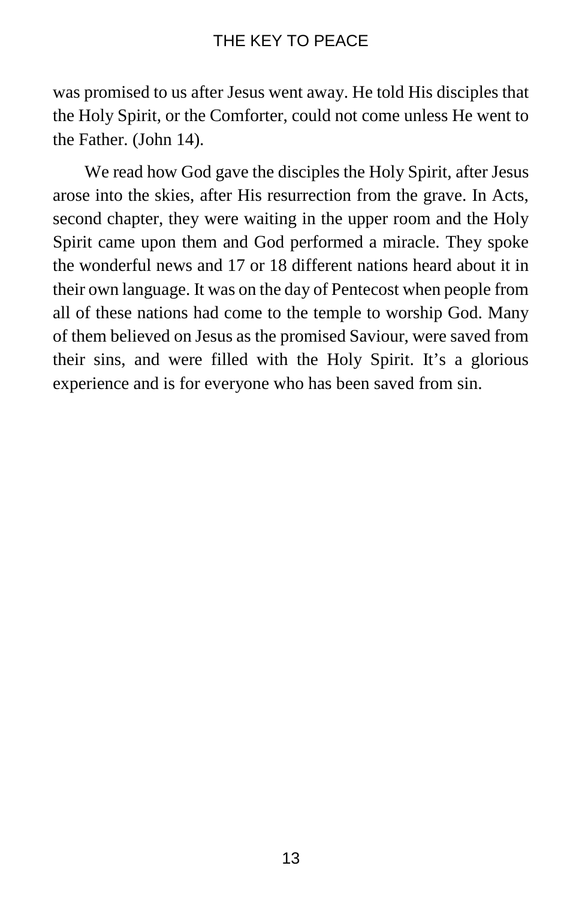was promised to us after Jesus went away. He told His disciples that the Holy Spirit, or the Comforter, could not come unless He went to the Father. (John 14).

We read how God gave the disciples the Holy Spirit, after Jesus arose into the skies, after His resurrection from the grave. In Acts, second chapter, they were waiting in the upper room and the Holy Spirit came upon them and God performed a miracle. They spoke the wonderful news and 17 or 18 different nations heard about it in their own language. It was on the day of Pentecost when people from all of these nations had come to the temple to worship God. Many of them believed on Jesus as the promised Saviour, were saved from their sins, and were filled with the Holy Spirit. It's a glorious experience and is for everyone who has been saved from sin.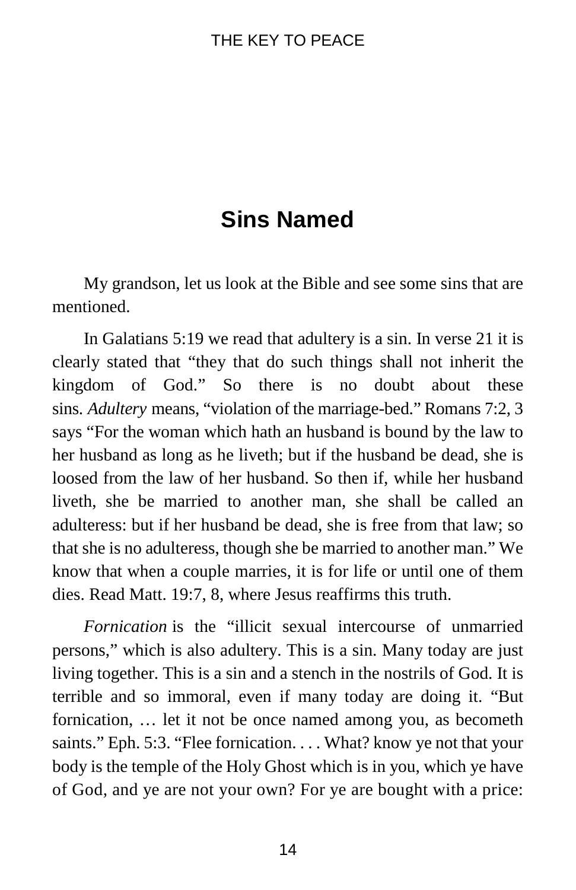## Sins Named

My grandson, let us look at the Bible and see some sins that are mentioned.

In Galatians 5:19 we read that adultery is a sin. In verse 21 it is clearly stated that "they that do such things shall not inherit the kingdom of God." So there is no doubt about these sins. *Adultery* means, "violation of the marriage-bed." Romans 7:2, 3 says "For the woman which hath an husband is bound by the law to her husband as long as he liveth; but if the husband be dead, she is loosed from the law of her husband. So then if, while her husband liveth, she be married to another man, she shall be called an adulteress: but if her husband be dead, she is free from that law; so that she is no adulteress, though she be married to another man." We know that when a couple marries, it is for life or until one of them dies. Read Matt. 19:7, 8, where Jesus reaffirms this truth.

*Fornication* is the "illicit sexual intercourse of unmarried persons," which is also adultery. This is a sin. Many today are just living together. This is a sin and a stench in the nostrils of God. It is terrible and so immoral, even if many today are doing it. "But fornication, … let it not be once named among you, as becometh saints." Eph. 5:3. "Flee fornication. . . . What? know ye not that your body is the temple of the Holy Ghost which is in you, which ye have of God, and ye are not your own? For ye are bought with a price: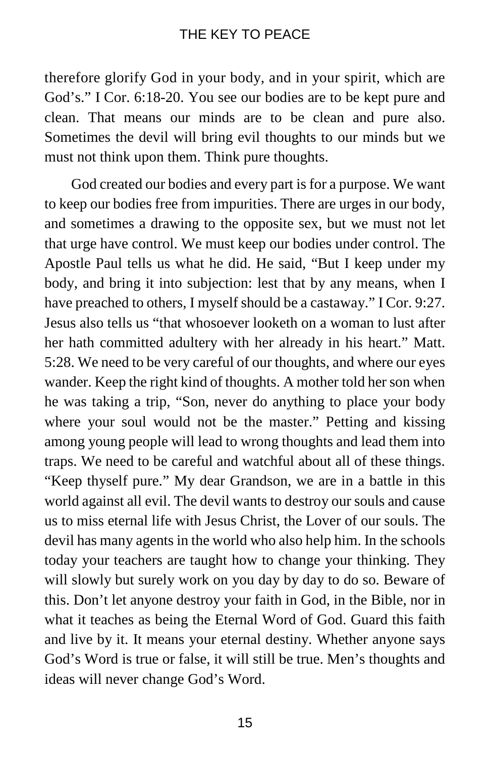therefore glorify God in your body, and in your spirit, which are God's." I Cor. 6:18-20. You see our bodies are to be kept pure and clean. That means our minds are to be clean and pure also. Sometimes the devil will bring evil thoughts to our minds but we must not think upon them. Think pure thoughts.

God created our bodies and every part is for a purpose. We want to keep our bodies free from impurities. There are urges in our body, and sometimes a drawing to the opposite sex, but we must not let that urge have control. We must keep our bodies under control. The Apostle Paul tells us what he did. He said, "But I keep under my body, and bring it into subjection: lest that by any means, when I have preached to others, I myself should be a castaway." I Cor. 9:27. Jesus also tells us "that whosoever looketh on a woman to lust after her hath committed adultery with her already in his heart." Matt. 5:28. We need to be very careful of our thoughts, and where our eyes wander. Keep the right kind of thoughts. A mother told her son when he was taking a trip, "Son, never do anything to place your body where your soul would not be the master." Petting and kissing among young people will lead to wrong thoughts and lead them into traps. We need to be careful and watchful about all of these things. "Keep thyself pure." My dear Grandson, we are in a battle in this world against all evil. The devil wants to destroy our souls and cause us to miss eternal life with Jesus Christ, the Lover of our souls. The devil has many agents in the world who also help him. In the schools today your teachers are taught how to change your thinking. They will slowly but surely work on you day by day to do so. Beware of this. Don't let anyone destroy your faith in God, in the Bible, nor in what it teaches as being the Eternal Word of God. Guard this faith and live by it. It means your eternal destiny. Whether anyone says God's Word is true or false, it will still be true. Men's thoughts and ideas will never change God's Word.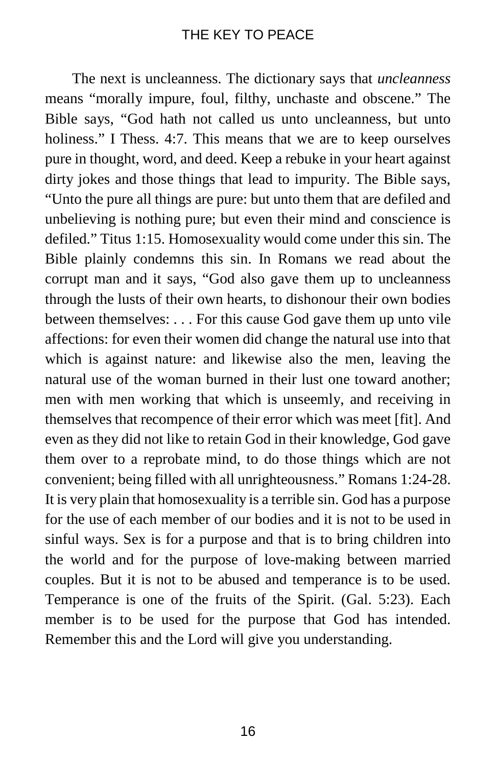The next is uncleanness. The dictionary says that *uncleanness* means "morally impure, foul, filthy, unchaste and obscene." The Bible says, "God hath not called us unto uncleanness, but unto holiness." I Thess. 4:7. This means that we are to keep ourselves pure in thought, word, and deed. Keep a rebuke in your heart against dirty jokes and those things that lead to impurity. The Bible says, "Unto the pure all things are pure: but unto them that are defiled and unbelieving is nothing pure; but even their mind and conscience is defiled." Titus 1:15. Homosexuality would come under this sin. The Bible plainly condemns this sin. In Romans we read about the corrupt man and it says, "God also gave them up to uncleanness through the lusts of their own hearts, to dishonour their own bodies between themselves: . . . For this cause God gave them up unto vile affections: for even their women did change the natural use into that which is against nature: and likewise also the men, leaving the natural use of the woman burned in their lust one toward another; men with men working that which is unseemly, and receiving in themselves that recompence of their error which was meet [fit]. And even as they did not like to retain God in their knowledge, God gave them over to a reprobate mind, to do those things which are not convenient; being filled with all unrighteousness." Romans 1:24-28. It is very plain that homosexuality is a terrible sin. God has a purpose for the use of each member of our bodies and it is not to be used in sinful ways. Sex is for a purpose and that is to bring children into the world and for the purpose of love-making between married couples. But it is not to be abused and temperance is to be used. Temperance is one of the fruits of the Spirit. (Gal. 5:23). Each member is to be used for the purpose that God has intended. Remember this and the Lord will give you understanding.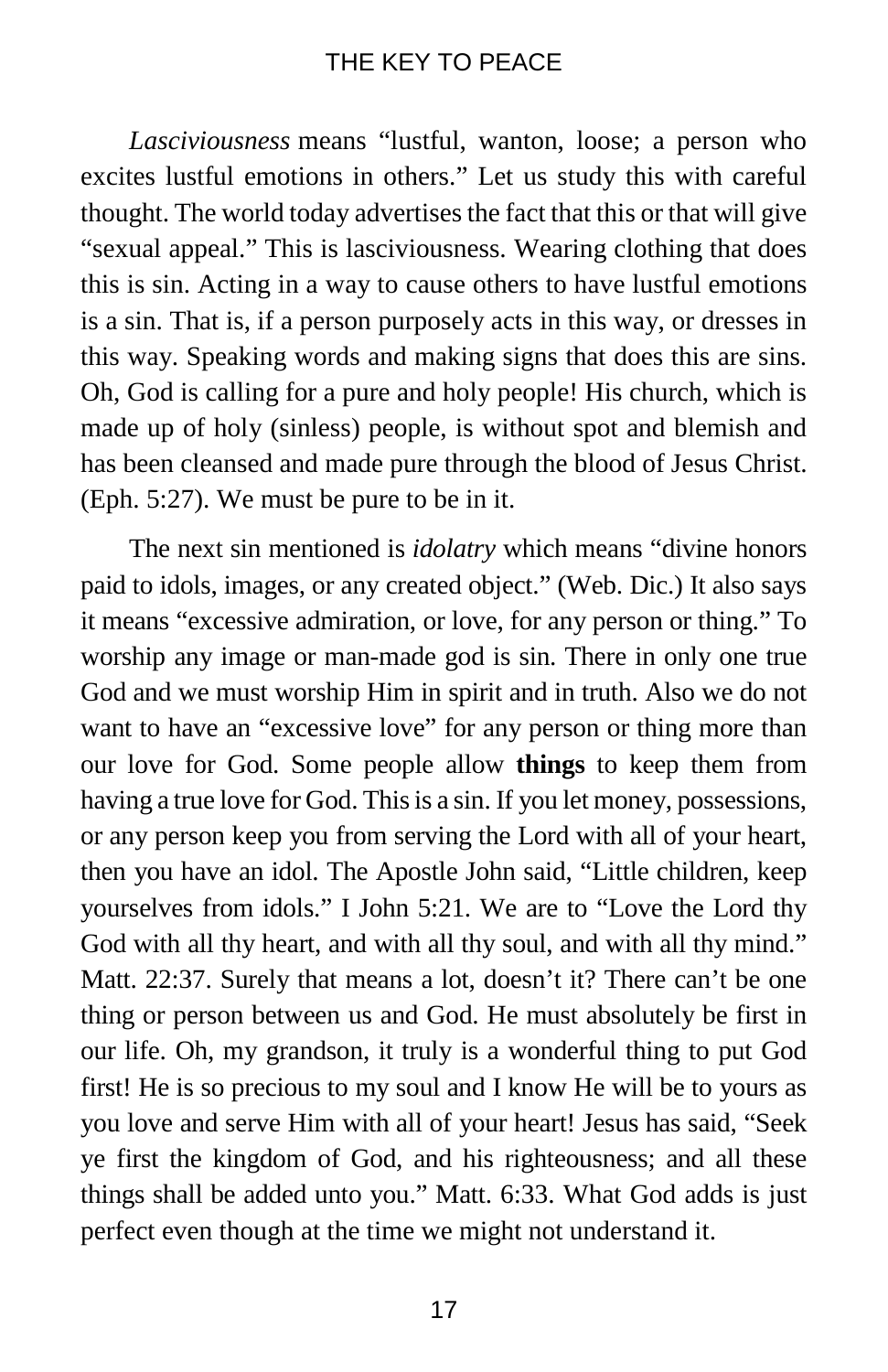*Lasciviousness* means "lustful, wanton, loose; a person who excites lustful emotions in others." Let us study this with careful thought. The world today advertises the fact that this or that will give "sexual appeal." This is lasciviousness. Wearing clothing that does this is sin. Acting in a way to cause others to have lustful emotions is a sin. That is, if a person purposely acts in this way, or dresses in this way. Speaking words and making signs that does this are sins. Oh, God is calling for a pure and holy people! His church, which is made up of holy (sinless) people, is without spot and blemish and has been cleansed and made pure through the blood of Jesus Christ. (Eph. 5:27). We must be pure to be in it.

The next sin mentioned is *idolatry* which means "divine honors paid to idols, images, or any created object." (Web. Dic.) It also says it means "excessive admiration, or love, for any person or thing." To worship any image or man-made god is sin. There in only one true God and we must worship Him in spirit and in truth. Also we do not want to have an "excessive love" for any person or thing more than our love for God. Some people allow **things** to keep them from having a true love for God. This is a sin. If you let money, possessions, or any person keep you from serving the Lord with all of your heart, then you have an idol. The Apostle John said, "Little children, keep yourselves from idols." I John 5:21. We are to "Love the Lord thy God with all thy heart, and with all thy soul, and with all thy mind." Matt. 22:37. Surely that means a lot, doesn't it? There can't be one thing or person between us and God. He must absolutely be first in our life. Oh, my grandson, it truly is a wonderful thing to put God first! He is so precious to my soul and I know He will be to yours as you love and serve Him with all of your heart! Jesus has said, "Seek ye first the kingdom of God, and his righteousness; and all these things shall be added unto you." Matt. 6:33. What God adds is just perfect even though at the time we might not understand it.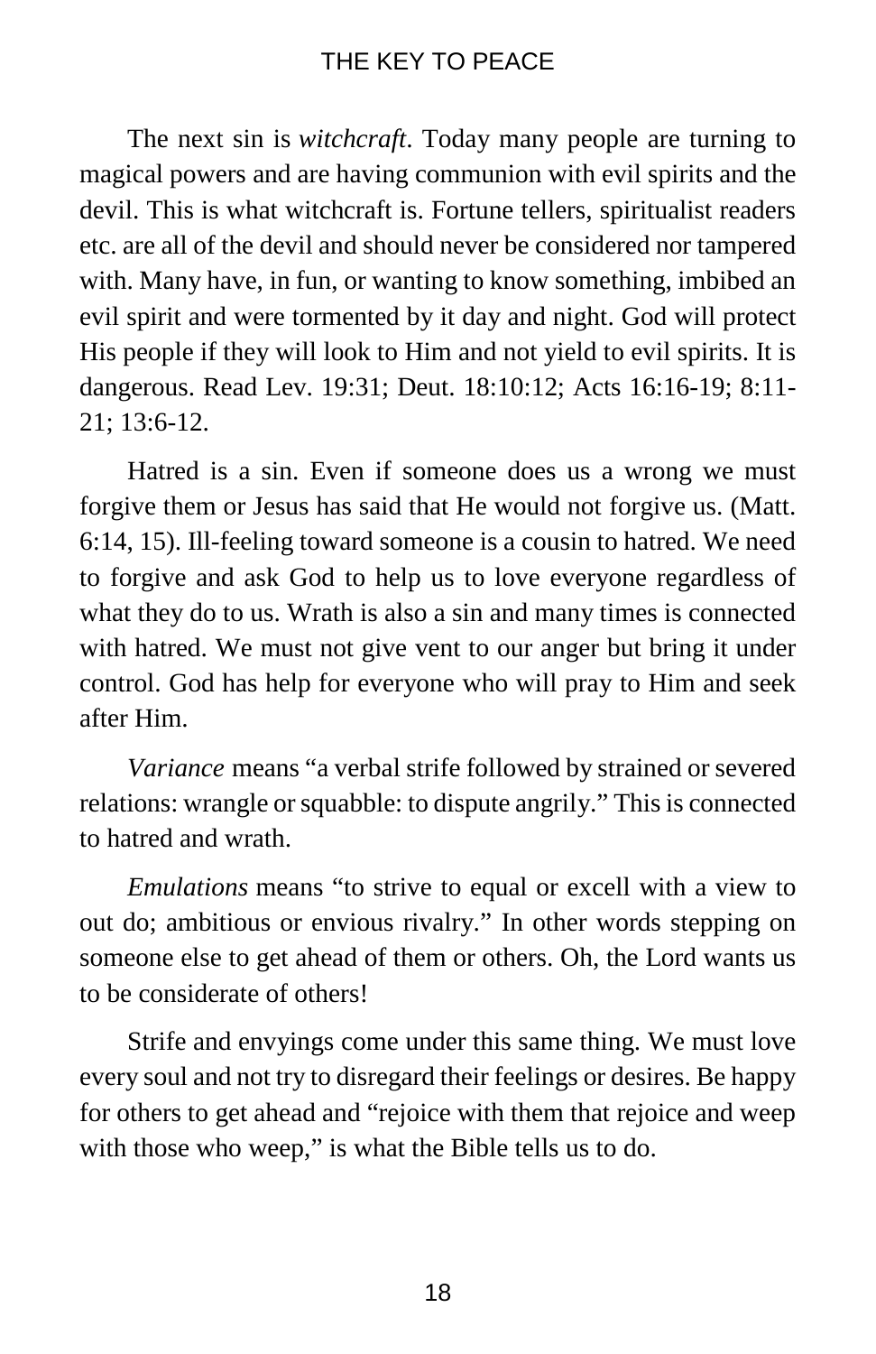The next sin is *witchcraft*. Today many people are turning to magical powers and are having communion with evil spirits and the devil. This is what witchcraft is. Fortune tellers, spiritualist readers etc. are all of the devil and should never be considered nor tampered with. Many have, in fun, or wanting to know something, imbibed an evil spirit and were tormented by it day and night. God will protect His people if they will look to Him and not yield to evil spirits. It is dangerous. Read Lev. 19:31; Deut. 18:10:12; Acts 16:16-19; 8:11-21; 13:6-12.

Hatred is a sin. Even if someone does us a wrong we must forgive them or Jesus has said that He would not forgive us. (Matt. 6:14, 15). Ill-feeling toward someone is a cousin to hatred. We need to forgive and ask God to help us to love everyone regardless of what they do to us. Wrath is also a sin and many times is connected with hatred. We must not give vent to our anger but bring it under control. God has help for everyone who will pray to Him and seek after Him.

*Variance* means "a verbal strife followed by strained or severed relations: wrangle or squabble: to dispute angrily." This is connected to hatred and wrath.

*Emulations* means "to strive to equal or excell with a view to out do; ambitious or envious rivalry." In other words stepping on someone else to get ahead of them or others. Oh, the Lord wants us to be considerate of others!

Strife and envyings come under this same thing. We must love every soul and not try to disregard their feelings or desires. Be happy for others to get ahead and "rejoice with them that rejoice and weep with those who weep," is what the Bible tells us to do.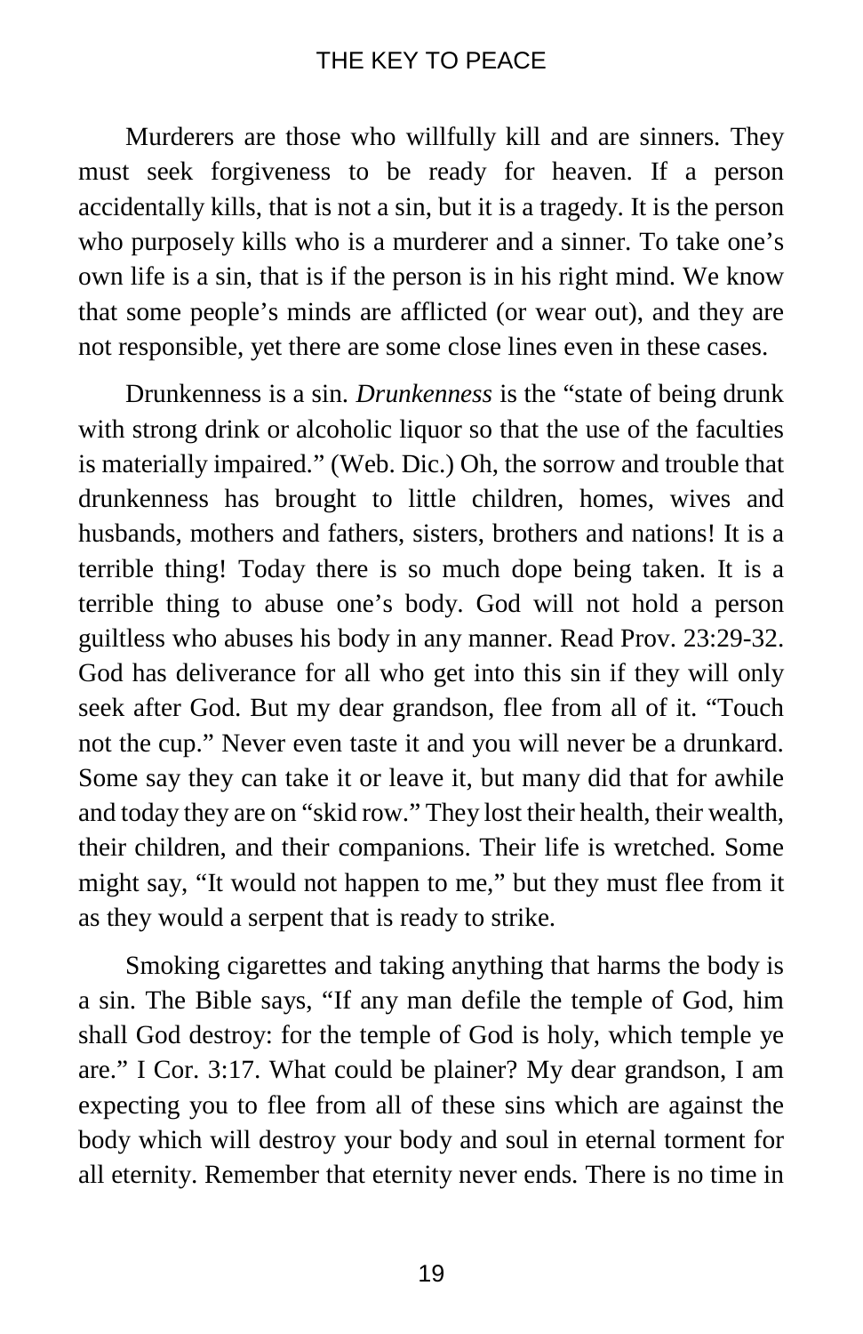Murderers are those who willfully kill and are sinners. They must seek forgiveness to be ready for heaven. If a person accidentally kills, that is not a sin, but it is a tragedy. It is the person who purposely kills who is a murderer and a sinner. To take one's own life is a sin, that is if the person is in his right mind. We know that some people's minds are afflicted (or wear out), and they are not responsible, yet there are some close lines even in these cases.

Drunkenness is a sin. *Drunkenness* is the "state of being drunk with strong drink or alcoholic liquor so that the use of the faculties is materially impaired." (Web. Dic.) Oh, the sorrow and trouble that drunkenness has brought to little children, homes, wives and husbands, mothers and fathers, sisters, brothers and nations! It is a terrible thing! Today there is so much dope being taken. It is a terrible thing to abuse one's body. God will not hold a person guiltless who abuses his body in any manner. Read Prov. 23:29-32. God has deliverance for all who get into this sin if they will only seek after God. But my dear grandson, flee from all of it. "Touch not the cup." Never even taste it and you will never be a drunkard. Some say they can take it or leave it, but many did that for awhile and today they are on "skid row." They lost their health, their wealth, their children, and their companions. Their life is wretched. Some might say, "It would not happen to me," but they must flee from it as they would a serpent that is ready to strike.

Smoking cigarettes and taking anything that harms the body is a sin. The Bible says, "If any man defile the temple of God, him shall God destroy: for the temple of God is holy, which temple ye are." I Cor. 3:17. What could be plainer? My dear grandson, I am expecting you to flee from all of these sins which are against the body which will destroy your body and soul in eternal torment for all eternity. Remember that eternity never ends. There is no time in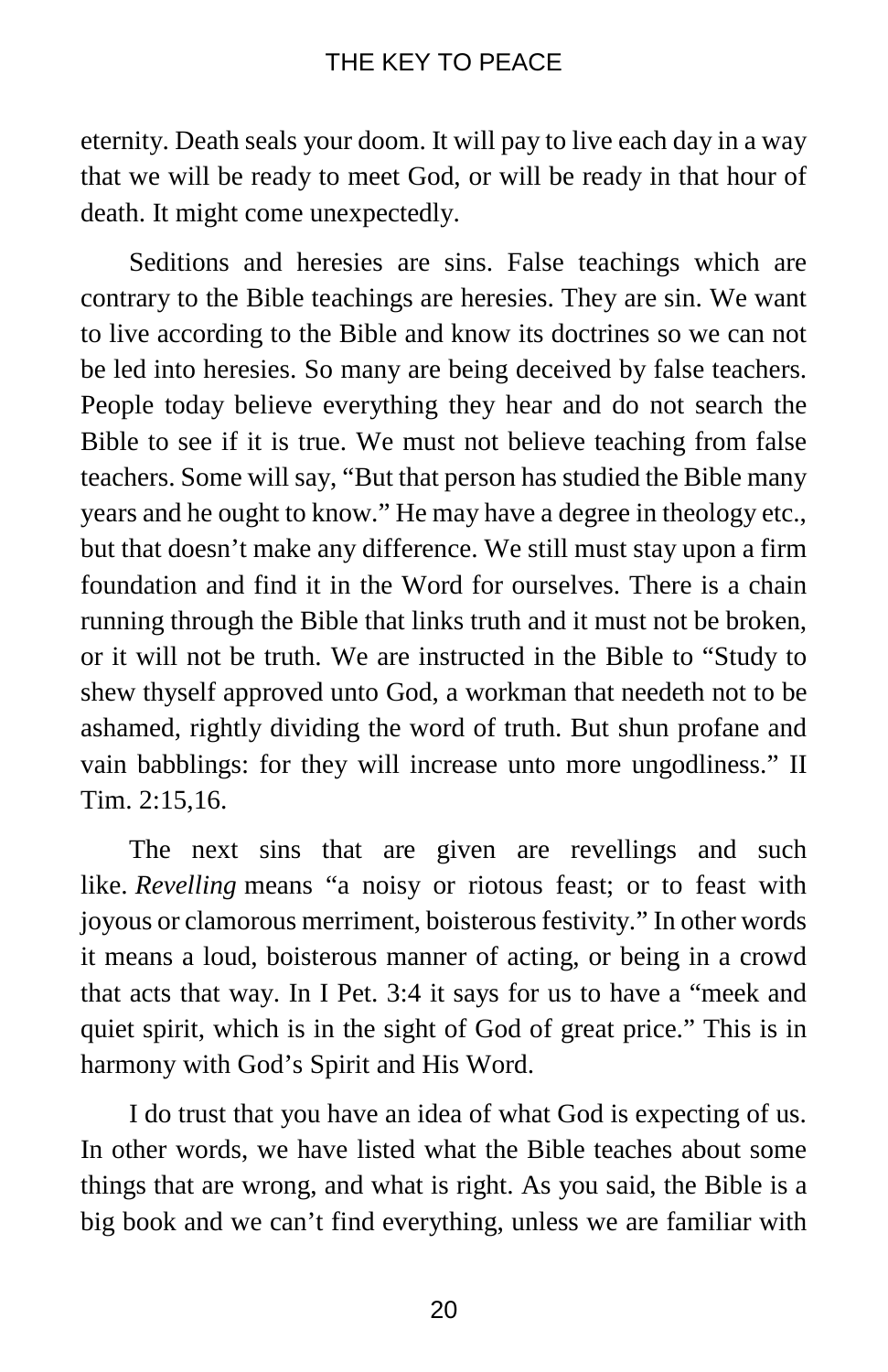eternity. Death seals your doom. It will pay to live each day in a way that we will be ready to meet God, or will be ready in that hour of death. It might come unexpectedly.

Seditions and heresies are sins. False teachings which are contrary to the Bible teachings are heresies. They are sin. We want to live according to the Bible and know its doctrines so we can not be led into heresies. So many are being deceived by false teachers. People today believe everything they hear and do not search the Bible to see if it is true. We must not believe teaching from false teachers. Some will say, "But that person has studied the Bible many years and he ought to know." He may have a degree in theology etc., but that doesn't make any difference. We still must stay upon a firm foundation and find it in the Word for ourselves. There is a chain running through the Bible that links truth and it must not be broken, or it will not be truth. We are instructed in the Bible to "Study to shew thyself approved unto God, a workman that needeth not to be ashamed, rightly dividing the word of truth. But shun profane and vain babblings: for they will increase unto more ungodliness." II Tim. 2:15,16.

The next sins that are given are revellings and such like. *Revelling* means "a noisy or riotous feast; or to feast with joyous or clamorous merriment, boisterous festivity." In other words it means a loud, boisterous manner of acting, or being in a crowd that acts that way. In I Pet. 3:4 it says for us to have a "meek and quiet spirit, which is in the sight of God of great price." This is in harmony with God's Spirit and His Word.

I do trust that you have an idea of what God is expecting of us. In other words, we have listed what the Bible teaches about some things that are wrong, and what is right. As you said, the Bible is a big book and we can't find everything, unless we are familiar with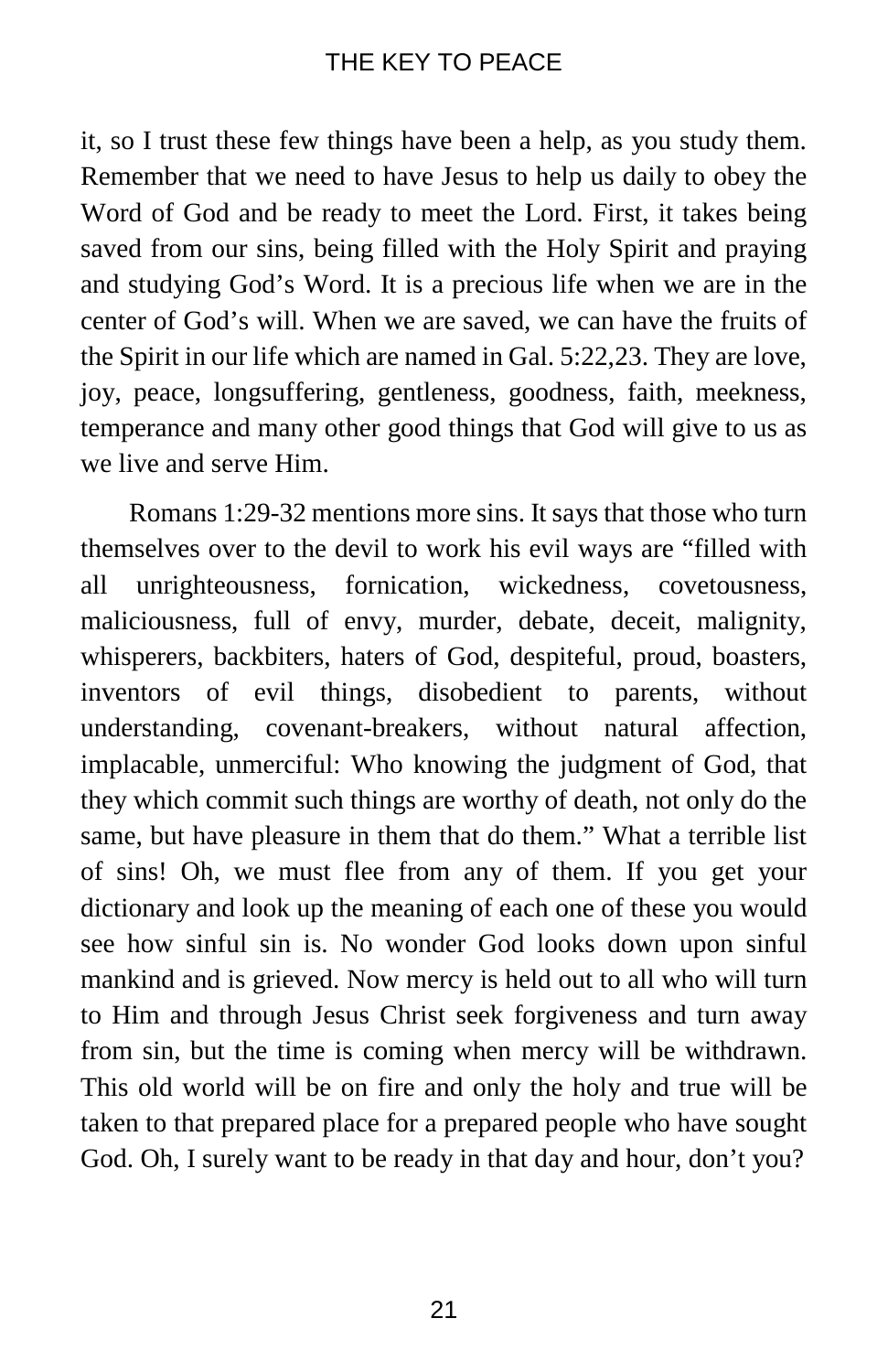it, so I trust these few things have been a help, as you study them. Remember that we need to have Jesus to help us daily to obey the Word of God and be ready to meet the Lord. First, it takes being saved from our sins, being filled with the Holy Spirit and praying and studying God's Word. It is a precious life when we are in the center of God's will. When we are saved, we can have the fruits of the Spirit in our life which are named in Gal. 5:22,23. They are love, joy, peace, longsuffering, gentleness, goodness, faith, meekness, temperance and many other good things that God will give to us as we live and serve Him.

Romans 1:29-32 mentions more sins. It says that those who turn themselves over to the devil to work his evil ways are "filled with all unrighteousness, fornication, wickedness, covetousness, maliciousness, full of envy, murder, debate, deceit, malignity, whisperers, backbiters, haters of God, despiteful, proud, boasters, inventors of evil things, disobedient to parents, without understanding, covenant-breakers, without natural affection, implacable, unmerciful: Who knowing the judgment of God, that they which commit such things are worthy of death, not only do the same, but have pleasure in them that do them." What a terrible list of sins! Oh, we must flee from any of them. If you get your dictionary and look up the meaning of each one of these you would see how sinful sin is. No wonder God looks down upon sinful mankind and is grieved. Now mercy is held out to all who will turn to Him and through Jesus Christ seek forgiveness and turn away from sin, but the time is coming when mercy will be withdrawn. This old world will be on fire and only the holy and true will be taken to that prepared place for a prepared people who have sought God. Oh, I surely want to be ready in that day and hour, don't you?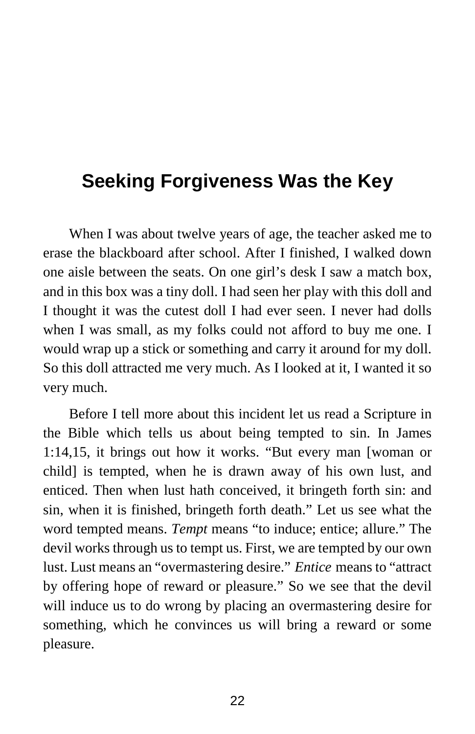## Seeking Forgiveness Was the Key

When I was about twelve years of age, the teacher asked me to erase the blackboard after school. After I finished, I walked down one aisle between the seats. On one girl's desk I saw a match box, and in this box was a tiny doll. I had seen her play with this doll and I thought it was the cutest doll I had ever seen. I never had dolls when I was small, as my folks could not afford to buy me one. I would wrap up a stick or something and carry it around for my doll. So this doll attracted me very much. As I looked at it, I wanted it so very much.

Before I tell more about this incident let us read a Scripture in the Bible which tells us about being tempted to sin. In James 1:14,15, it brings out how it works. "But every man [woman or child] is tempted, when he is drawn away of his own lust, and enticed. Then when lust hath conceived, it bringeth forth sin: and sin, when it is finished, bringeth forth death." Let us see what the word tempted means. *Tempt* means "to induce; entice; allure." The devil works through us to tempt us. First, we are tempted by our own lust. Lust means an "overmastering desire." *Entice* means to "attract by offering hope of reward or pleasure." So we see that the devil will induce us to do wrong by placing an overmastering desire for something, which he convinces us will bring a reward or some pleasure.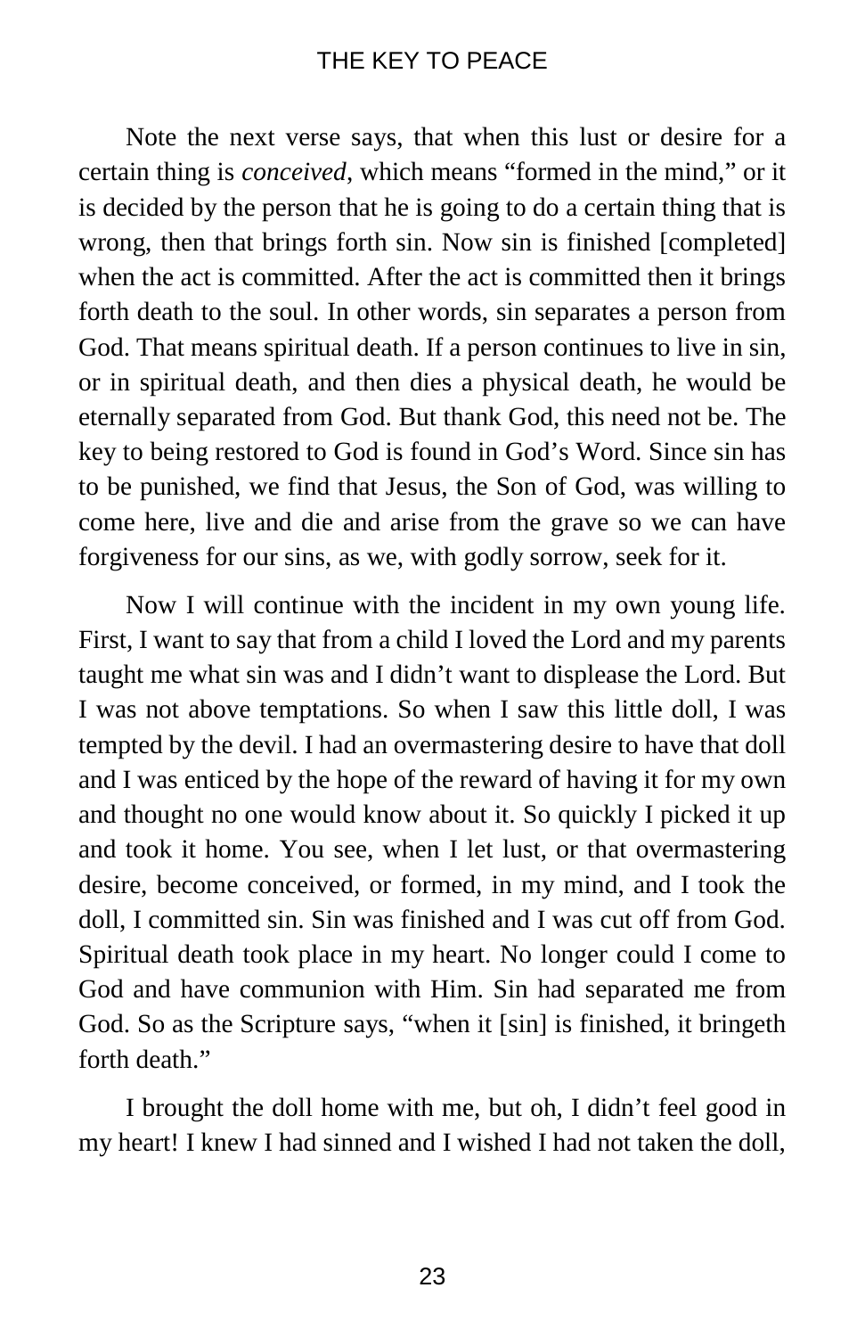Note the next verse says, that when this lust or desire for a certain thing is *conceived*, which means "formed in the mind," or it is decided by the person that he is going to do a certain thing that is wrong, then that brings forth sin. Now sin is finished [completed] when the act is committed. After the act is committed then it brings forth death to the soul. In other words, sin separates a person from God. That means spiritual death. If a person continues to live in sin, or in spiritual death, and then dies a physical death, he would be eternally separated from God. But thank God, this need not be. The key to being restored to God is found in God's Word. Since sin has to be punished, we find that Jesus, the Son of God, was willing to come here, live and die and arise from the grave so we can have forgiveness for our sins, as we, with godly sorrow, seek for it.

Now I will continue with the incident in my own young life. First, I want to say that from a child I loved the Lord and my parents taught me what sin was and I didn't want to displease the Lord. But I was not above temptations. So when I saw this little doll, I was tempted by the devil. I had an overmastering desire to have that doll and I was enticed by the hope of the reward of having it for my own and thought no one would know about it. So quickly I picked it up and took it home. You see, when I let lust, or that overmastering desire, become conceived, or formed, in my mind, and I took the doll, I committed sin. Sin was finished and I was cut off from God. Spiritual death took place in my heart. No longer could I come to God and have communion with Him. Sin had separated me from God. So as the Scripture says, "when it [sin] is finished, it bringeth forth death."

I brought the doll home with me, but oh, I didn't feel good in my heart! I knew I had sinned and I wished I had not taken the doll,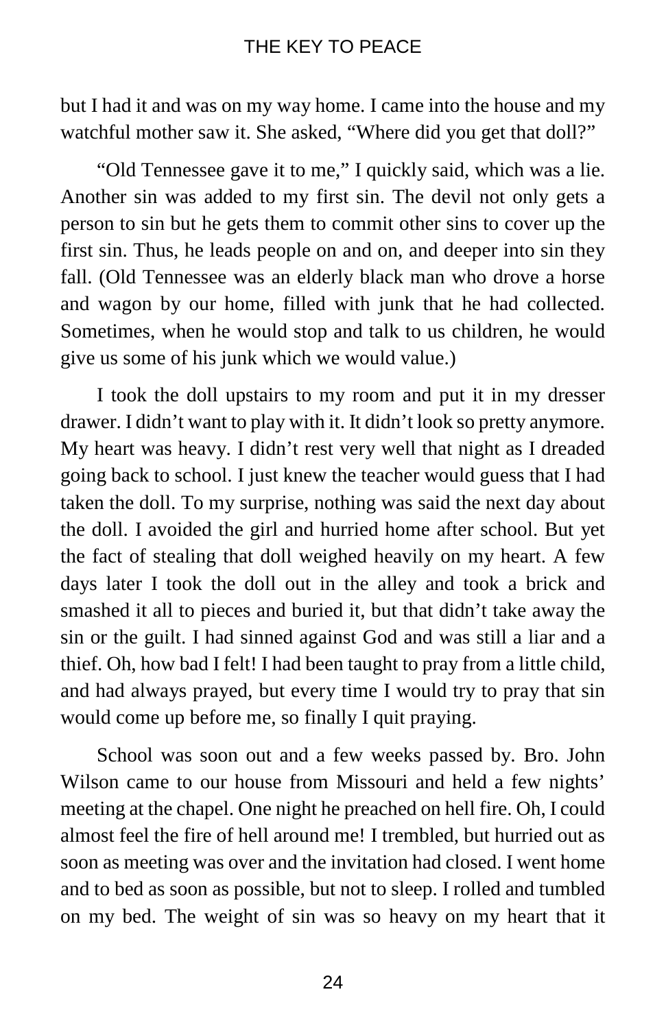but I had it and was on my way home. I came into the house and my watchful mother saw it. She asked, "Where did you get that doll?"

"Old Tennessee gave it to me," I quickly said, which was a lie. Another sin was added to my first sin. The devil not only gets a person to sin but he gets them to commit other sins to cover up the first sin. Thus, he leads people on and on, and deeper into sin they fall. (Old Tennessee was an elderly black man who drove a horse and wagon by our home, filled with junk that he had collected. Sometimes, when he would stop and talk to us children, he would give us some of his junk which we would value.)

I took the doll upstairs to my room and put it in my dresser drawer. I didn't want to play with it. It didn't look so pretty anymore. My heart was heavy. I didn't rest very well that night as I dreaded going back to school. I just knew the teacher would guess that I had taken the doll. To my surprise, nothing was said the next day about the doll. I avoided the girl and hurried home after school. But yet the fact of stealing that doll weighed heavily on my heart. A few days later I took the doll out in the alley and took a brick and smashed it all to pieces and buried it, but that didn't take away the sin or the guilt. I had sinned against God and was still a liar and a thief. Oh, how bad I felt! I had been taught to pray from a little child, and had always prayed, but every time I would try to pray that sin would come up before me, so finally I quit praying.

School was soon out and a few weeks passed by. Bro. John Wilson came to our house from Missouri and held a few nights' meeting at the chapel. One night he preached on hell fire. Oh, I could almost feel the fire of hell around me! I trembled, but hurried out as soon as meeting was over and the invitation had closed. I went home and to bed as soon as possible, but not to sleep. I rolled and tumbled on my bed. The weight of sin was so heavy on my heart that it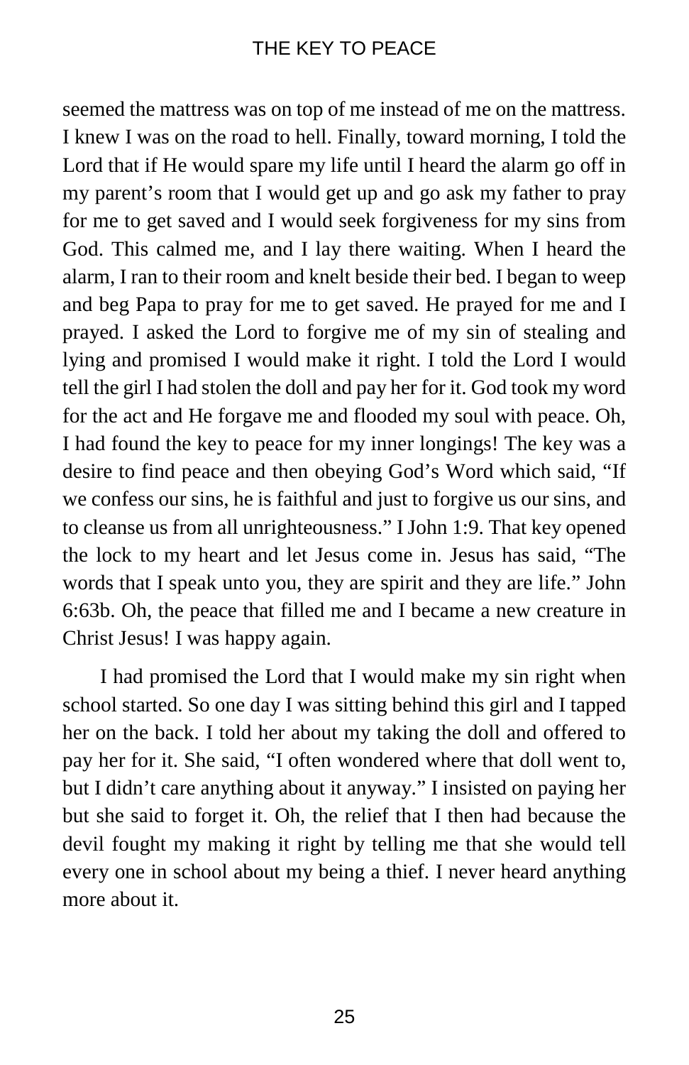seemed the mattress was on top of me instead of me on the mattress. I knew I was on the road to hell. Finally, toward morning, I told the Lord that if He would spare my life until I heard the alarm go off in my parent's room that I would get up and go ask my father to pray for me to get saved and I would seek forgiveness for my sins from God. This calmed me, and I lay there waiting. When I heard the alarm, I ran to their room and knelt beside their bed. I began to weep and beg Papa to pray for me to get saved. He prayed for me and I prayed. I asked the Lord to forgive me of my sin of stealing and lying and promised I would make it right. I told the Lord I would tell the girl I had stolen the doll and pay her for it. God took my word for the act and He forgave me and flooded my soul with peace. Oh, I had found the key to peace for my inner longings! The key was a desire to find peace and then obeying God's Word which said, "If we confess our sins, he is faithful and just to forgive us our sins, and to cleanse us from all unrighteousness." I John 1:9. That key opened the lock to my heart and let Jesus come in. Jesus has said, "The words that I speak unto you, they are spirit and they are life." John 6:63b. Oh, the peace that filled me and I became a new creature in Christ Jesus! I was happy again.

I had promised the Lord that I would make my sin right when school started. So one day I was sitting behind this girl and I tapped her on the back. I told her about my taking the doll and offered to pay her for it. She said, "I often wondered where that doll went to, but I didn't care anything about it anyway." I insisted on paying her but she said to forget it. Oh, the relief that I then had because the devil fought my making it right by telling me that she would tell every one in school about my being a thief. I never heard anything more about it.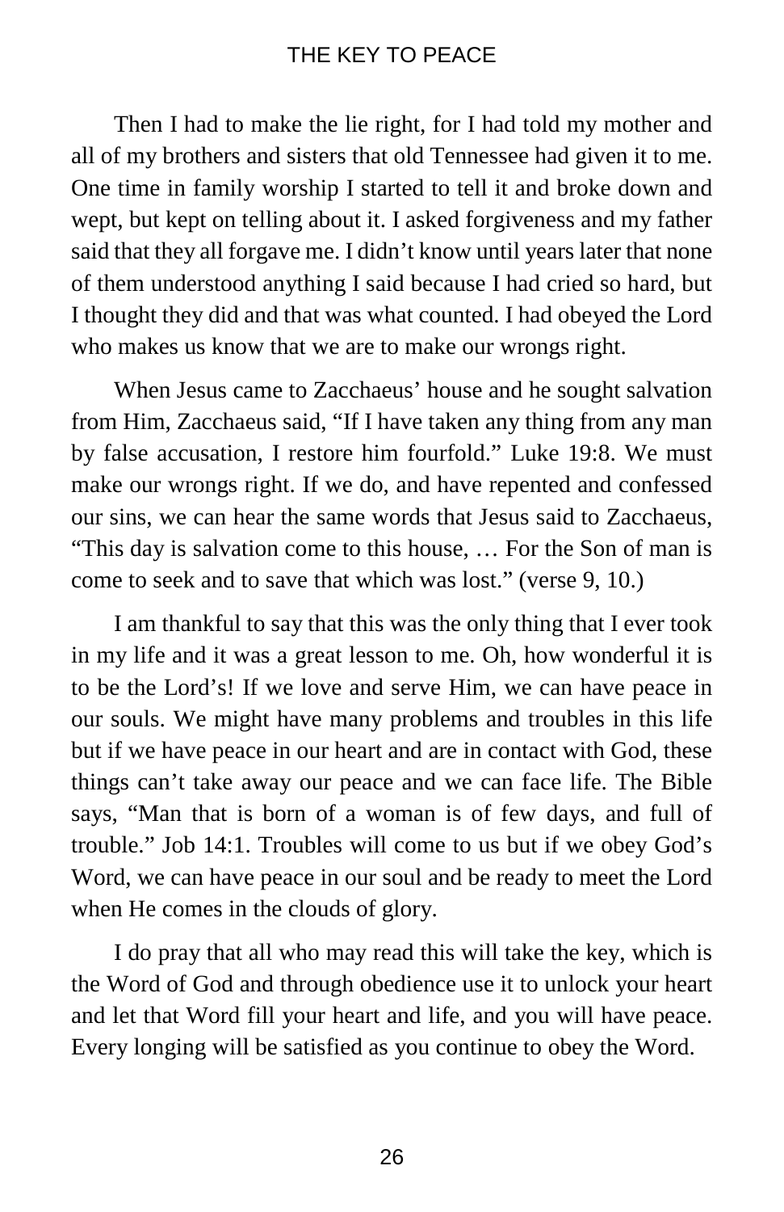Then I had to make the lie right, for I had told my mother and all of my brothers and sisters that old Tennessee had given it to me. One time in family worship I started to tell it and broke down and wept, but kept on telling about it. I asked forgiveness and my father said that they all forgave me. I didn't know until years later that none of them understood anything I said because I had cried so hard, but I thought they did and that was what counted. I had obeyed the Lord who makes us know that we are to make our wrongs right.

When Jesus came to Zacchaeus' house and he sought salvation from Him, Zacchaeus said, "If I have taken any thing from any man by false accusation, I restore him fourfold." Luke 19:8. We must make our wrongs right. If we do, and have repented and confessed our sins, we can hear the same words that Jesus said to Zacchaeus, "This day is salvation come to this house, … For the Son of man is come to seek and to save that which was lost." (verse 9, 10.)

I am thankful to say that this was the only thing that I ever took in my life and it was a great lesson to me. Oh, how wonderful it is to be the Lord's! If we love and serve Him, we can have peace in our souls. We might have many problems and troubles in this life but if we have peace in our heart and are in contact with God, these things can't take away our peace and we can face life. The Bible says, "Man that is born of a woman is of few days, and full of trouble." Job 14:1. Troubles will come to us but if we obey God's Word, we can have peace in our soul and be ready to meet the Lord when He comes in the clouds of glory.

I do pray that all who may read this will take the key, which is the Word of God and through obedience use it to unlock your heart and let that Word fill your heart and life, and you will have peace. Every longing will be satisfied as you continue to obey the Word.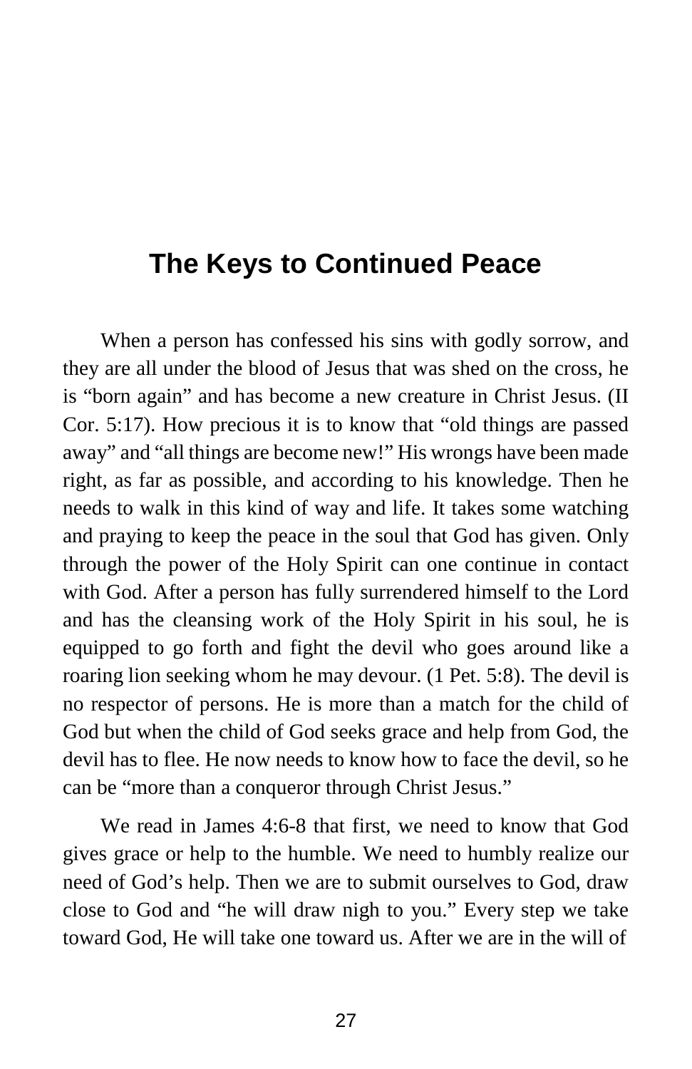# The Keys to Continued Peace

When a person has confessed his sins with godly sorrow, and they are all under the blood of Jesus that was shed on the cross, he is "born again" and has become a new creature in Christ Jesus. (II Cor. 5:17). How precious it is to know that "old things are passed away" and "all things are become new!" His wrongs have been made right, as far as possible, and according to his knowledge. Then he needs to walk in this kind of way and life. It takes some watching and praying to keep the peace in the soul that God has given. Only through the power of the Holy Spirit can one continue in contact with God. After a person has fully surrendered himself to the Lord and has the cleansing work of the Holy Spirit in his soul, he is equipped to go forth and fight the devil who goes around like a roaring lion seeking whom he may devour. (1 Pet. 5:8). The devil is no respector of persons. He is more than a match for the child of God but when the child of God seeks grace and help from God, the devil has to flee. He now needs to know how to face the devil, so he can be "more than a conqueror through Christ Jesus."

We read in James 4:6-8 that first, we need to know that God gives grace or help to the humble. We need to humbly realize our need of God's help. Then we are to submit ourselves to God, draw close to God and "he will draw nigh to you." Every step we take toward God, He will take one toward us. After we are in the will of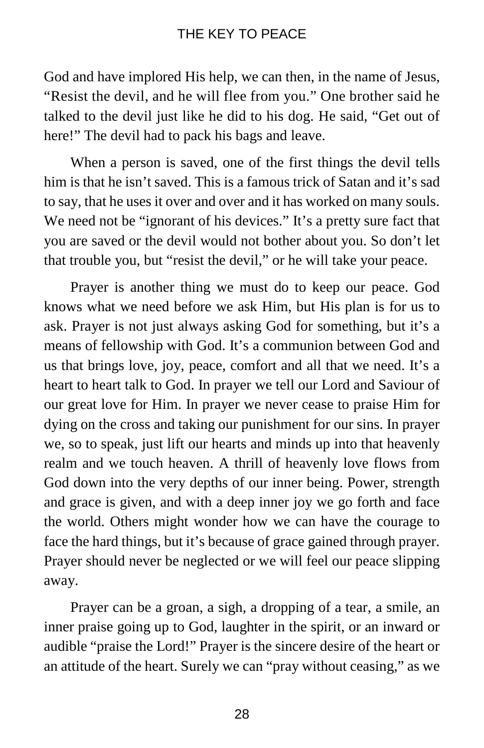God and have implored His help, we can then, in the name of Jesus, "Resist the devil, and he will flee from you." One brother said he talked to the devil just like he did to his dog. He said, "Get out of here!" The devil had to pack his bags and leave.

When a person is saved, one of the first things the devil tells him is that he isn't saved. This is a famous trick of Satan and it's sad to say, that he uses it over and over and it has worked on many souls. We need not be "ignorant of his devices." It's a pretty sure fact that you are saved or the devil would not bother about you. So don't let that trouble you, but "resist the devil," or he will take your peace.

Prayer is another thing we must do to keep our peace. God knows what we need before we ask Him, but His plan is for us to ask. Prayer is not just always asking God for something, but it's a means of fellowship with God. It's a communion between God and us that brings love, joy, peace, comfort and all that we need. It's a heart to heart talk to God. In prayer we tell our Lord and Saviour of our great love for Him. In prayer we never cease to praise Him for dying on the cross and taking our punishment for our sins. In prayer we, so to speak, just lift our hearts and minds up into that heavenly realm and we touch heaven. A thrill of heavenly love flows from God down into the very depths of our inner being. Power, strength and grace is given, and with a deep inner joy we go forth and face the world. Others might wonder how we can have the courage to face the hard things, but it's because of grace gained through prayer. Prayer should never be neglected or we will feel our peace slipping away.

Prayer can be a groan, a sigh, a dropping of a tear, a smile, an inner praise going up to God, laughter in the spirit, or an inward or audible "praise the Lord!" Prayer is the sincere desire of the heart or an attitude of the heart. Surely we can "pray without ceasing," as we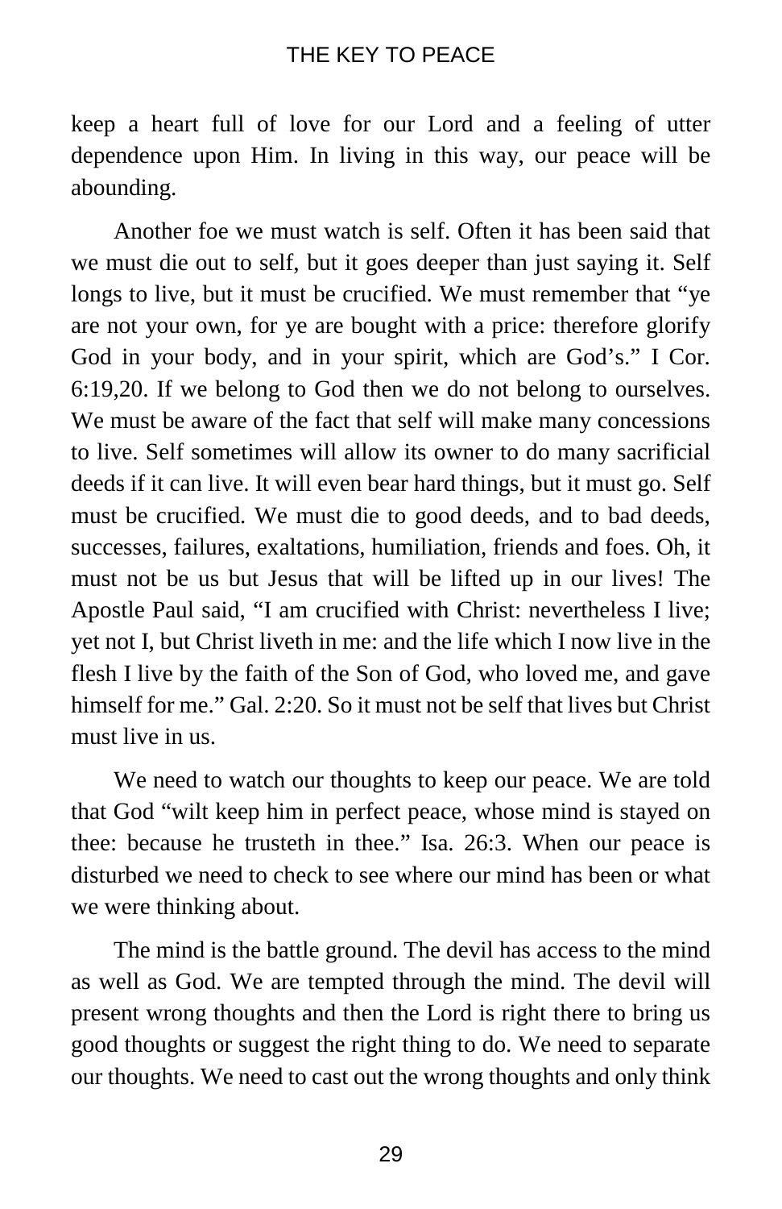keep a heart full of love for our Lord and a feeling of utter dependence upon Him. In living in this way, our peace will be abounding.

Another foe we must watch is self. Often it has been said that we must die out to self, but it goes deeper than just saying it. Self longs to live, but it must be crucified. We must remember that "ye are not your own, for ye are bought with a price: therefore glorify God in your body, and in your spirit, which are God's." I Cor. 6:19,20. If we belong to God then we do not belong to ourselves. We must be aware of the fact that self will make many concessions to live. Self sometimes will allow its owner to do many sacrificial deeds if it can live. It will even bear hard things, but it must go. Self must be crucified. We must die to good deeds, and to bad deeds, successes, failures, exaltations, humiliation, friends and foes. Oh, it must not be us but Jesus that will be lifted up in our lives! The Apostle Paul said, "I am crucified with Christ: nevertheless I live; yet not I, but Christ liveth in me: and the life which I now live in the flesh I live by the faith of the Son of God, who loved me, and gave himself for me." Gal. 2:20. So it must not be self that lives but Christ must live in us.

We need to watch our thoughts to keep our peace. We are told that God "wilt keep him in perfect peace, whose mind is stayed on thee: because he trusteth in thee." Isa. 26:3. When our peace is disturbed we need to check to see where our mind has been or what we were thinking about.

The mind is the battle ground. The devil has access to the mind as well as God. We are tempted through the mind. The devil will present wrong thoughts and then the Lord is right there to bring us good thoughts or suggest the right thing to do. We need to separate our thoughts. We need to cast out the wrong thoughts and only think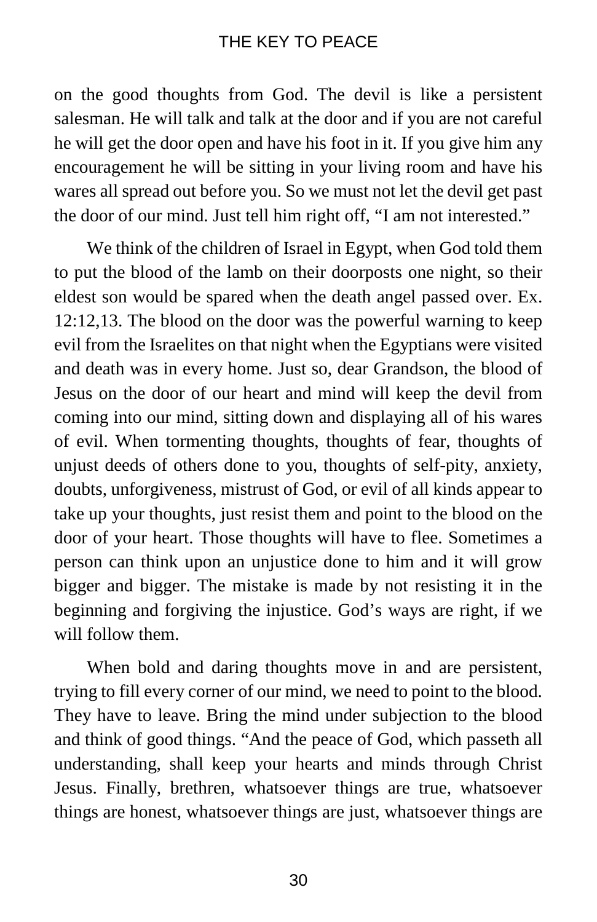on the good thoughts from God. The devil is like a persistent salesman. He will talk and talk at the door and if you are not careful he will get the door open and have his foot in it. If you give him any encouragement he will be sitting in your living room and have his wares all spread out before you. So we must not let the devil get past the door of our mind. Just tell him right off, "I am not interested."

We think of the children of Israel in Egypt, when God told them to put the blood of the lamb on their doorposts one night, so their eldest son would be spared when the death angel passed over. Ex. 12:12,13. The blood on the door was the powerful warning to keep evil from the Israelites on that night when the Egyptians were visited and death was in every home. Just so, dear Grandson, the blood of Jesus on the door of our heart and mind will keep the devil from coming into our mind, sitting down and displaying all of his wares of evil. When tormenting thoughts, thoughts of fear, thoughts of unjust deeds of others done to you, thoughts of self-pity, anxiety, doubts, unforgiveness, mistrust of God, or evil of all kinds appear to take up your thoughts, just resist them and point to the blood on the door of your heart. Those thoughts will have to flee. Sometimes a person can think upon an unjustice done to him and it will grow bigger and bigger. The mistake is made by not resisting it in the beginning and forgiving the injustice. God's ways are right, if we will follow them.

When bold and daring thoughts move in and are persistent, trying to fill every corner of our mind, we need to point to the blood. They have to leave. Bring the mind under subjection to the blood and think of good things. "And the peace of God, which passeth all understanding, shall keep your hearts and minds through Christ Jesus. Finally, brethren, whatsoever things are true, whatsoever things are honest, whatsoever things are just, whatsoever things are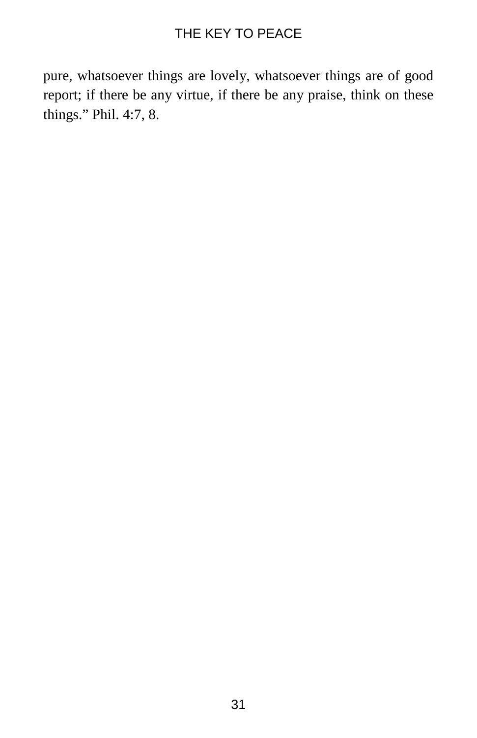pure, whatsoever things are lovely, whatsoever things are of good report; if there be any virtue, if there be any praise, think on these things.” Phil. 4:7, 8.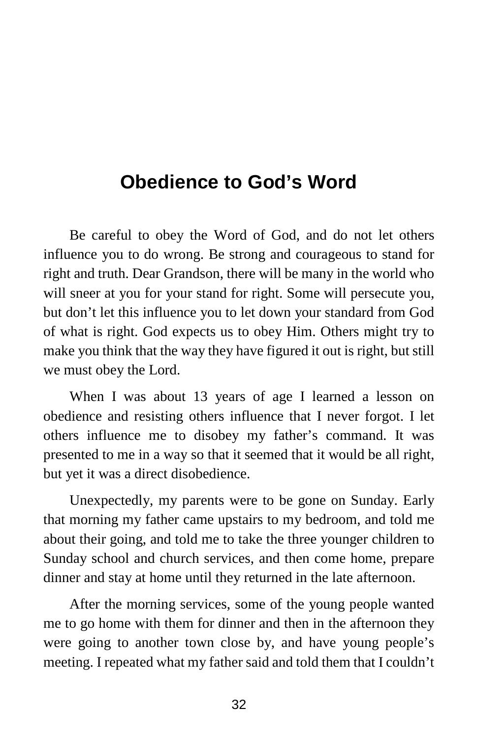# Obedience to God's Word

Be careful to obey the Word of God, and do not let others influence you to do wrong. Be strong and courageous to stand for right and truth. Dear Grandson, there will be many in the world who will sneer at you for your stand for right. Some will persecute you, but don't let this influence you to let down your standard from God of what is right. God expects us to obey Him. Others might try to make you think that the way they have figured it out is right, but still we must obey the Lord.

When I was about 13 years of age I learned a lesson on obedience and resisting others influence that I never forgot. I let others influence me to disobey my father's command. It was presented to me in a way so that it seemed that it would be all right, but yet it was a direct disobedience.

Unexpectedly, my parents were to be gone on Sunday. Early that morning my father came upstairs to my bedroom, and told me about their going, and told me to take the three younger children to Sunday school and church services, and then come home, prepare dinner and stay at home until they returned in the late afternoon.

After the morning services, some of the young people wanted me to go home with them for dinner and then in the afternoon they were going to another town close by, and have young people's meeting. I repeated what my father said and told them that I couldn't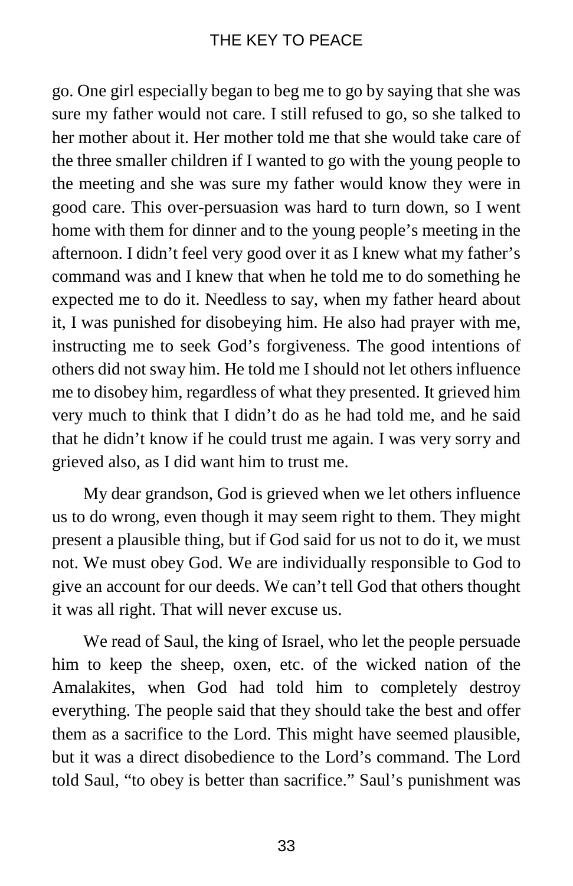go. One girl especially began to beg me to go by saying that she was sure my father would not care. I still refused to go, so she talked to her mother about it. Her mother told me that she would take care of the three smaller children if I wanted to go with the young people to the meeting and she was sure my father would know they were in good care. This over-persuasion was hard to turn down, so I went home with them for dinner and to the young people's meeting in the afternoon. I didn't feel very good over it as I knew what my father's command was and I knew that when he told me to do something he expected me to do it. Needless to say, when my father heard about it, I was punished for disobeying him. He also had prayer with me, instructing me to seek God's forgiveness. The good intentions of others did not sway him. He told me I should not let others influence me to disobey him, regardless of what they presented. It grieved him very much to think that I didn't do as he had told me, and he said that he didn't know if he could trust me again. I was very sorry and grieved also, as I did want him to trust me.

My dear grandson, God is grieved when we let others influence us to do wrong, even though it may seem right to them. They might present a plausible thing, but if God said for us not to do it, we must not. We must obey God. We are individually responsible to God to give an account for our deeds. We can't tell God that others thought it was all right. That will never excuse us.

We read of Saul, the king of Israel, who let the people persuade him to keep the sheep, oxen, etc. of the wicked nation of the Amalakites, when God had told him to completely destroy everything. The people said that they should take the best and offer them as a sacrifice to the Lord. This might have seemed plausible, but it was a direct disobedience to the Lord's command. The Lord told Saul, "to obey is better than sacrifice." Saul's punishment was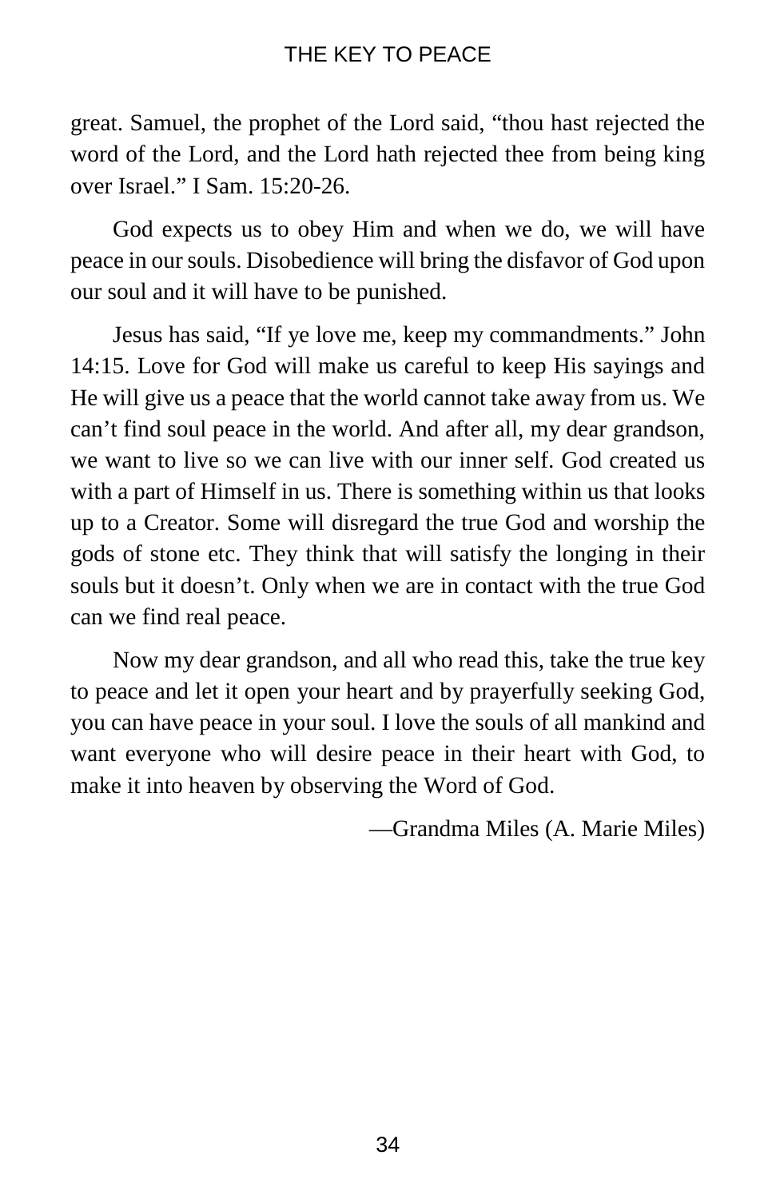great. Samuel, the prophet of the Lord said, "thou hast rejected the word of the Lord, and the Lord hath rejected thee from being king over Israel." I Sam. 15:20-26.

God expects us to obey Him and when we do, we will have peace in our souls. Disobedience will bring the disfavor of God upon our soul and it will have to be punished.

Jesus has said, "If ye love me, keep my commandments." John 14:15. Love for God will make us careful to keep His sayings and He will give us a peace that the world cannot take away from us. We can't find soul peace in the world. And after all, my dear grandson, we want to live so we can live with our inner self. God created us with a part of Himself in us. There is something within us that looks up to a Creator. Some will disregard the true God and worship the gods of stone etc. They think that will satisfy the longing in their souls but it doesn't. Only when we are in contact with the true God can we find real peace.

Now my dear grandson, and all who read this, take the true key to peace and let it open your heart and by prayerfully seeking God, you can have peace in your soul. I love the souls of all mankind and want everyone who will desire peace in their heart with God, to make it into heaven by observing the Word of God.

—Grandma Miles (A. Marie Miles)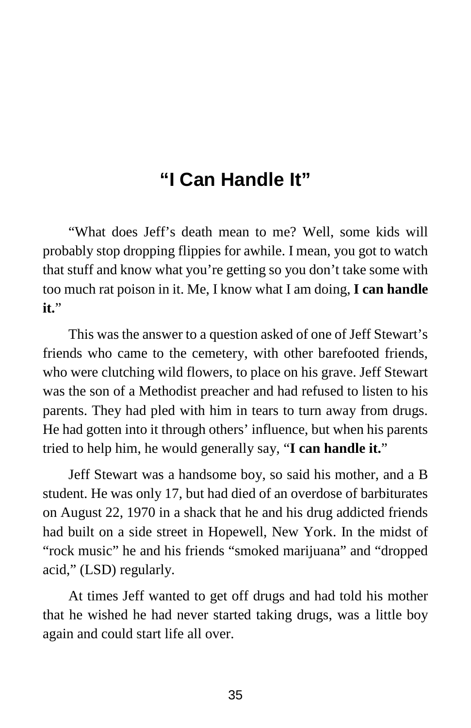# “I Can Handle It”

“What does Jeff’s death mean to me? Well, some kids will probably stop dropping flippies for awhile. I mean, you got to watch that stuff and know what you’re getting so you don’t take some with too much rat poison in it. Me, I know what I am doing, **I can handle it.**”

This was the answer to a question asked of one of Jeff Stewart’s friends who came to the cemetery, with other barefooted friends, who were clutching wild flowers, to place on his grave. Jeff Stewart was the son of a Methodist preacher and had refused to listen to his parents. They had pled with him in tears to turn away from drugs. He had gotten into it through others’ influence, but when his parents tried to help him, he would generally say, “**I can handle it.**”

Jeff Stewart was a handsome boy, so said his mother, and a B student. He was only 17, but had died of an overdose of barbiturates on August 22, 1970 in a shack that he and his drug addicted friends had built on a side street in Hopewell, New York. In the midst of “rock music” he and his friends “smoked marijuana” and “dropped acid,” (LSD) regularly.

At times Jeff wanted to get off drugs and had told his mother that he wished he had never started taking drugs, was a little boy again and could start life all over.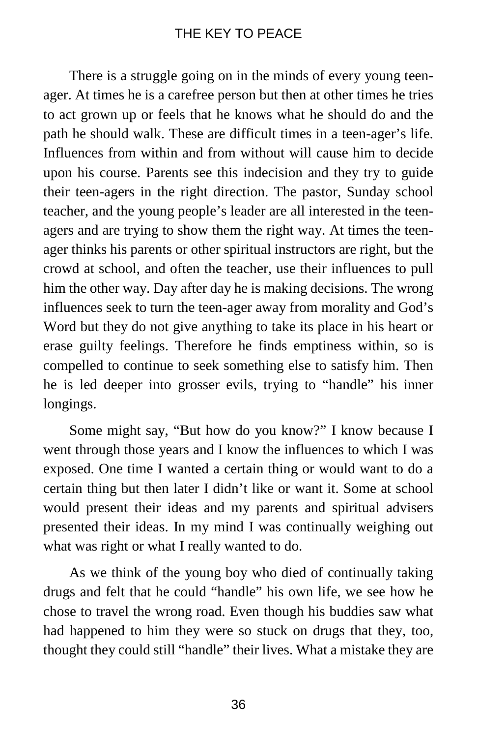There is a struggle going on in the minds of every young teen-ager. At times he is a carefree person but then at other times he tries to act grown up or feels that he knows what he should do and the path he should walk. These are difficult times in a teen-ager's life. Influences from within and from without will cause him to decide upon his course. Parents see this indecision and they try to guide their teen-agers in the right direction. The pastor, Sunday school teacher, and the young people's leader are all interested in the teen-agers and are trying to show them the right way. At times the teen-ager thinks his parents or other spiritual instructors are right, but the crowd at school, and often the teacher, use their influences to pull him the other way. Day after day he is making decisions. The wrong influences seek to turn the teen-ager away from morality and God's Word but they do not give anything to take its place in his heart or erase guilty feelings. Therefore he finds emptiness within, so is compelled to continue to seek something else to satisfy him. Then he is led deeper into grosser evils, trying to "handle" his inner longings.

Some might say, "But how do you know?" I know because I went through those years and I know the influences to which I was exposed. One time I wanted a certain thing or would want to do a certain thing but then later I didn't like or want it. Some at school would present their ideas and my parents and spiritual advisers presented their ideas. In my mind I was continually weighing out what was right or what I really wanted to do.

As we think of the young boy who died of continually taking drugs and felt that he could "handle" his own life, we see how he chose to travel the wrong road. Even though his buddies saw what had happened to him they were so stuck on drugs that they, too, thought they could still "handle" their lives. What a mistake they are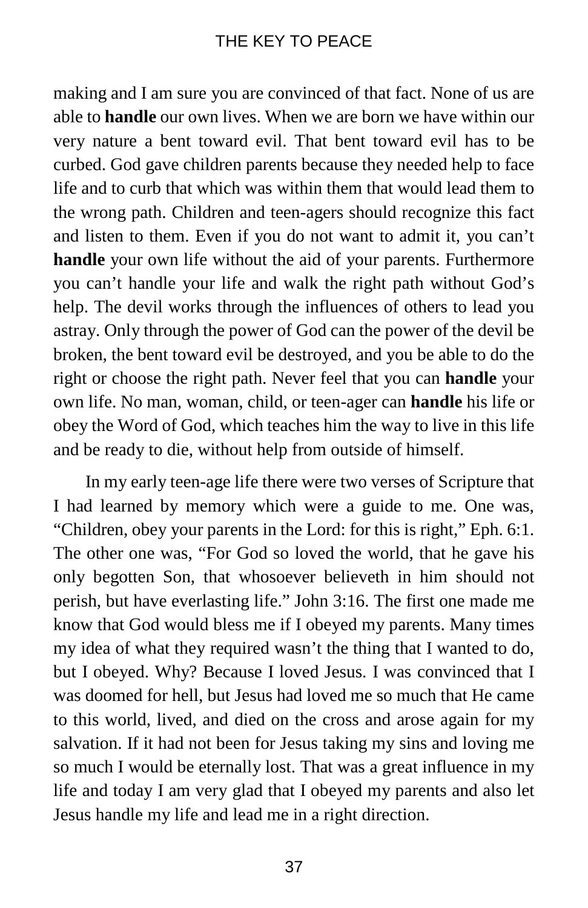making and I am sure you are convinced of that fact. None of us are able to **handle** our own lives. When we are born we have within our very nature a bent toward evil. That bent toward evil has to be curbed. God gave children parents because they needed help to face life and to curb that which was within them that would lead them to the wrong path. Children and teen-agers should recognize this fact and listen to them. Even if you do not want to admit it, you can't **handle** your own life without the aid of your parents. Furthermore you can't handle your life and walk the right path without God's help. The devil works through the influences of others to lead you astray. Only through the power of God can the power of the devil be broken, the bent toward evil be destroyed, and you be able to do the right or choose the right path. Never feel that you can **handle** your own life. No man, woman, child, or teen-ager can **handle** his life or obey the Word of God, which teaches him the way to live in this life and be ready to die, without help from outside of himself.

In my early teen-age life there were two verses of Scripture that I had learned by memory which were a guide to me. One was, "Children, obey your parents in the Lord: for this is right," Eph. 6:1. The other one was, "For God so loved the world, that he gave his only begotten Son, that whosoever believeth in him should not perish, but have everlasting life." John 3:16. The first one made me know that God would bless me if I obeyed my parents. Many times my idea of what they required wasn't the thing that I wanted to do, but I obeyed. Why? Because I loved Jesus. I was convinced that I was doomed for hell, but Jesus had loved me so much that He came to this world, lived, and died on the cross and arose again for my salvation. If it had not been for Jesus taking my sins and loving me so much I would be eternally lost. That was a great influence in my life and today I am very glad that I obeyed my parents and also let Jesus handle my life and lead me in a right direction.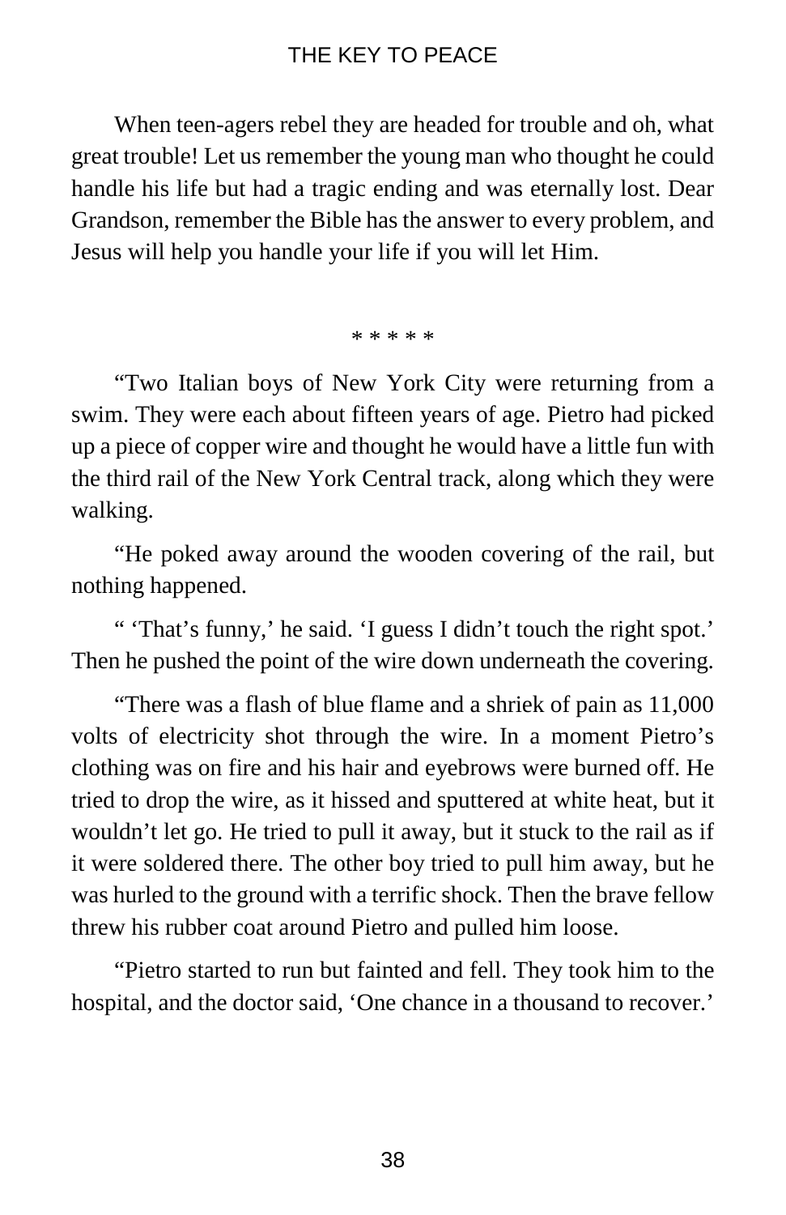When teen-agers rebel they are headed for trouble and oh, what great trouble! Let us remember the young man who thought he could handle his life but had a tragic ending and was eternally lost. Dear Grandson, remember the Bible has the answer to every problem, and Jesus will help you handle your life if you will let Him.

\* \* \* \* \*

"Two Italian boys of New York City were returning from a swim. They were each about fifteen years of age. Pietro had picked up a piece of copper wire and thought he would have a little fun with the third rail of the New York Central track, along which they were walking.

"He poked away around the wooden covering of the rail, but nothing happened.

" 'That's funny,' he said. 'I guess I didn't touch the right spot.' Then he pushed the point of the wire down underneath the covering.

"There was a flash of blue flame and a shriek of pain as 11,000 volts of electricity shot through the wire. In a moment Pietro's clothing was on fire and his hair and eyebrows were burned off. He tried to drop the wire, as it hissed and sputtered at white heat, but it wouldn't let go. He tried to pull it away, but it stuck to the rail as if it were soldered there. The other boy tried to pull him away, but he was hurled to the ground with a terrific shock. Then the brave fellow threw his rubber coat around Pietro and pulled him loose.

"Pietro started to run but fainted and fell. They took him to the hospital, and the doctor said, 'One chance in a thousand to recover.'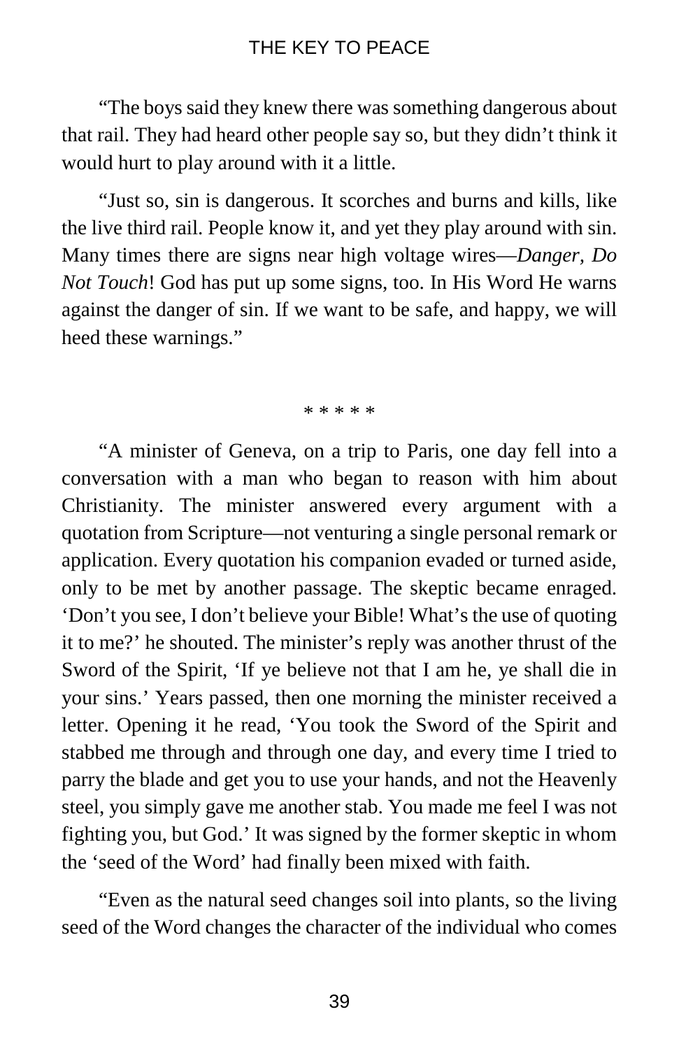"The boys said they knew there was something dangerous about that rail. They had heard other people say so, but they didn't think it would hurt to play around with it a little.

"Just so, sin is dangerous. It scorches and burns and kills, like the live third rail. People know it, and yet they play around with sin. Many times there are signs near high voltage wires—*Danger, Do Not Touch*! God has put up some signs, too. In His Word He warns against the danger of sin. If we want to be safe, and happy, we will heed these warnings."

\* \* \* \* \*

"A minister of Geneva, on a trip to Paris, one day fell into a conversation with a man who began to reason with him about Christianity. The minister answered every argument with a quotation from Scripture—not venturing a single personal remark or application. Every quotation his companion evaded or turned aside, only to be met by another passage. The skeptic became enraged. 'Don't you see, I don't believe your Bible! What's the use of quoting it to me?' he shouted. The minister's reply was another thrust of the Sword of the Spirit, 'If ye believe not that I am he, ye shall die in your sins.' Years passed, then one morning the minister received a letter. Opening it he read, 'You took the Sword of the Spirit and stabbed me through and through one day, and every time I tried to parry the blade and get you to use your hands, and not the Heavenly steel, you simply gave me another stab. You made me feel I was not fighting you, but God.' It was signed by the former skeptic in whom the 'seed of the Word' had finally been mixed with faith.

"Even as the natural seed changes soil into plants, so the living seed of the Word changes the character of the individual who comes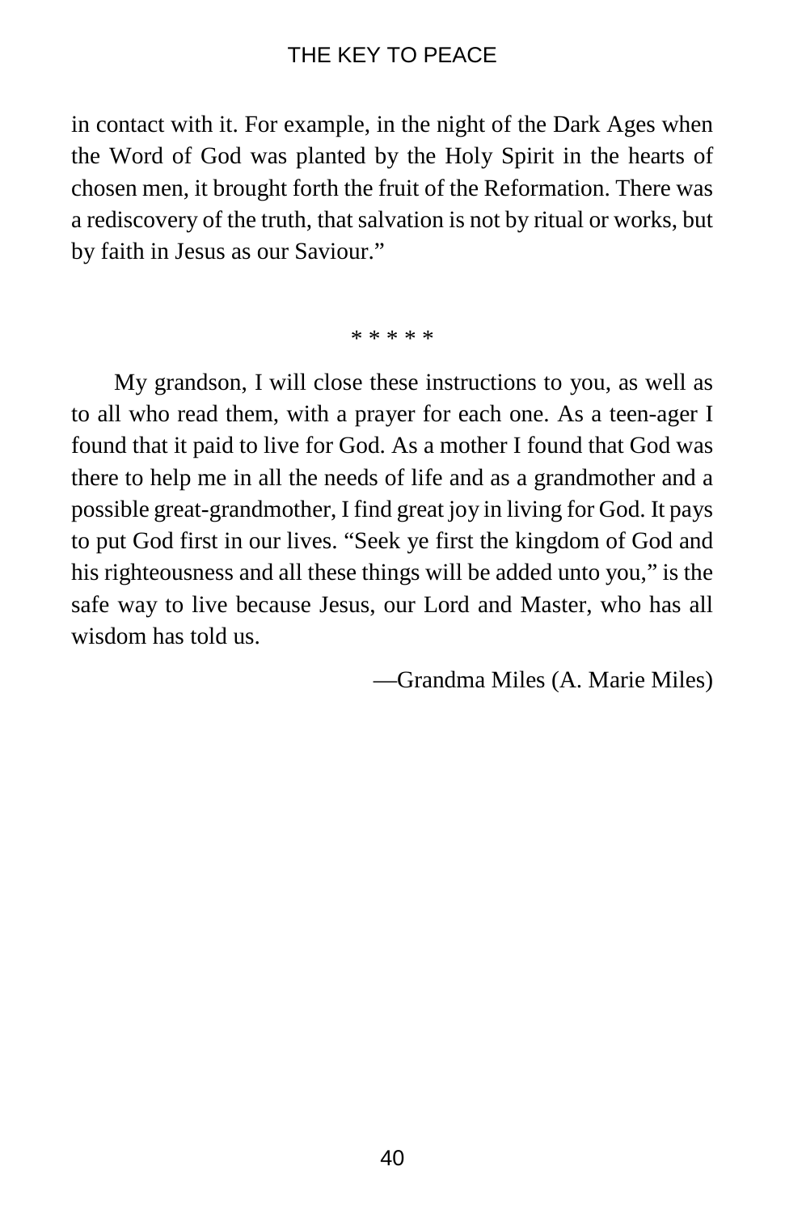in contact with it. For example, in the night of the Dark Ages when the Word of God was planted by the Holy Spirit in the hearts of chosen men, it brought forth the fruit of the Reformation. There was a rediscovery of the truth, that salvation is not by ritual or works, but by faith in Jesus as our Saviour."

\* \* \* \* \*

My grandson, I will close these instructions to you, as well as to all who read them, with a prayer for each one. As a teen-ager I found that it paid to live for God. As a mother I found that God was there to help me in all the needs of life and as a grandmother and a possible great-grandmother, I find great joy in living for God. It pays to put God first in our lives. "Seek ye first the kingdom of God and his righteousness and all these things will be added unto you," is the safe way to live because Jesus, our Lord and Master, who has all wisdom has told us.

—Grandma Miles (A. Marie Miles)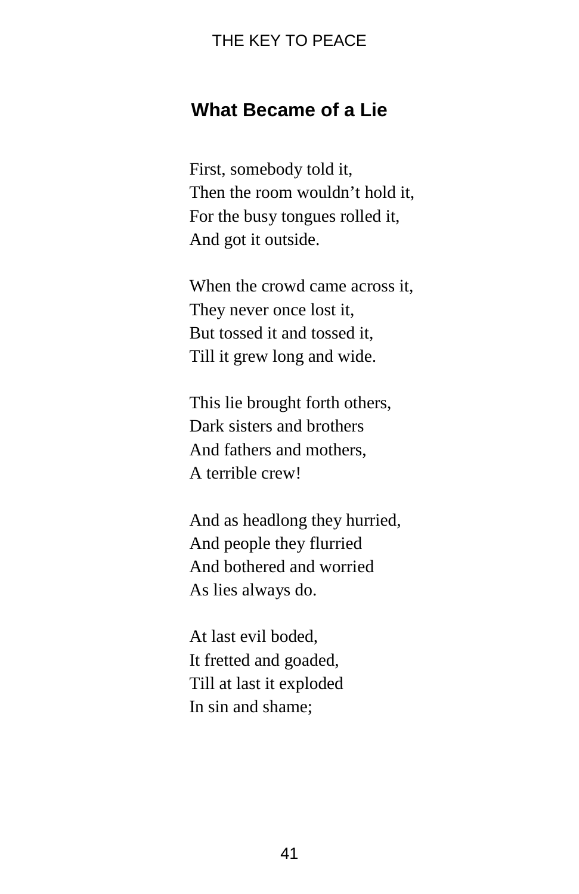## What Became of a Lie

First, somebody told it,  
Then the room wouldn’t hold it,  
For the busy tongues rolled it,  
And got it outside.

When the crowd came across it,  
They never once lost it,  
But tossed it and tossed it,  
Till it grew long and wide.

This lie brought forth others,  
Dark sisters and brothers  
And fathers and mothers,  
A terrible crew!

And as headlong they hurried,  
And people they flurried  
And bothered and worried  
As lies always do.

At last evil boded,  
It fretted and goaded,  
Till at last it exploded  
In sin and shame;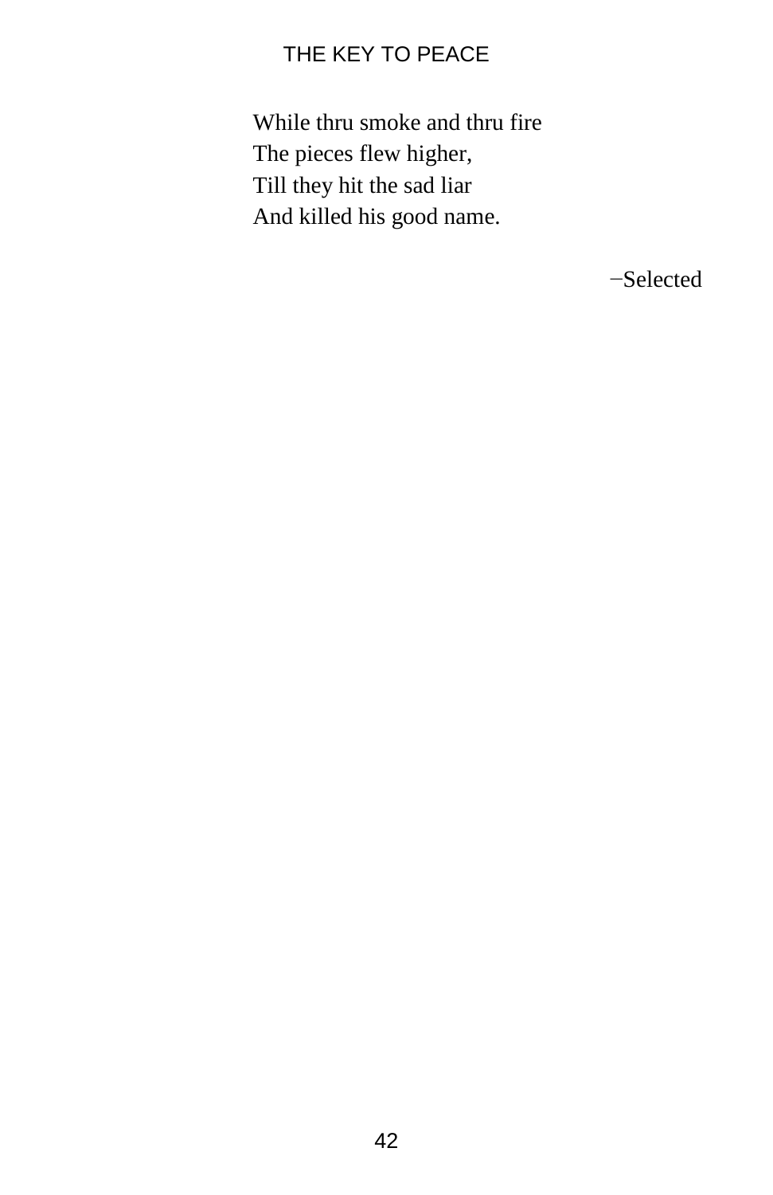While thru smoke and thru fire  
The pieces flew higher,  
Till they hit the sad liar  
And killed his good name.

−Selected